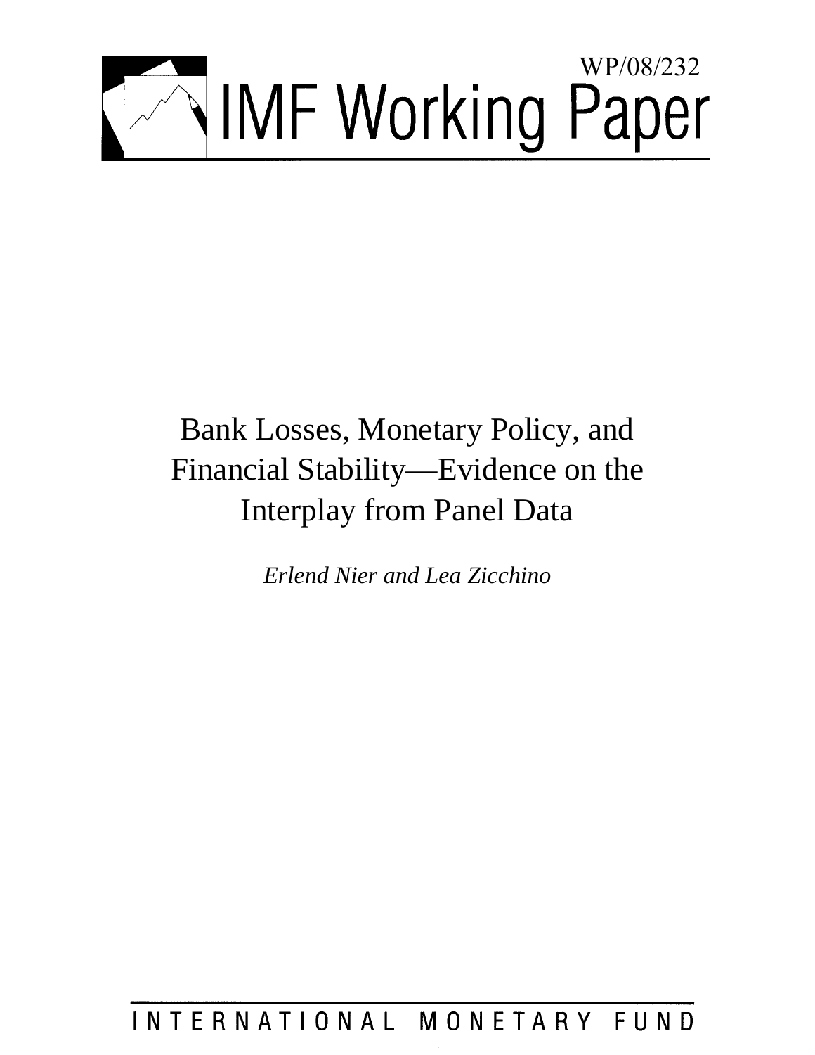WP/08/232

# IMF Working Paper

# Bank Losses, Monetary Policy, and Financial Stability—Evidence on the Interplay from Panel Data

*Erlend Nier and Lea Zicchino*

INTERNATIONAL MONETARY FUND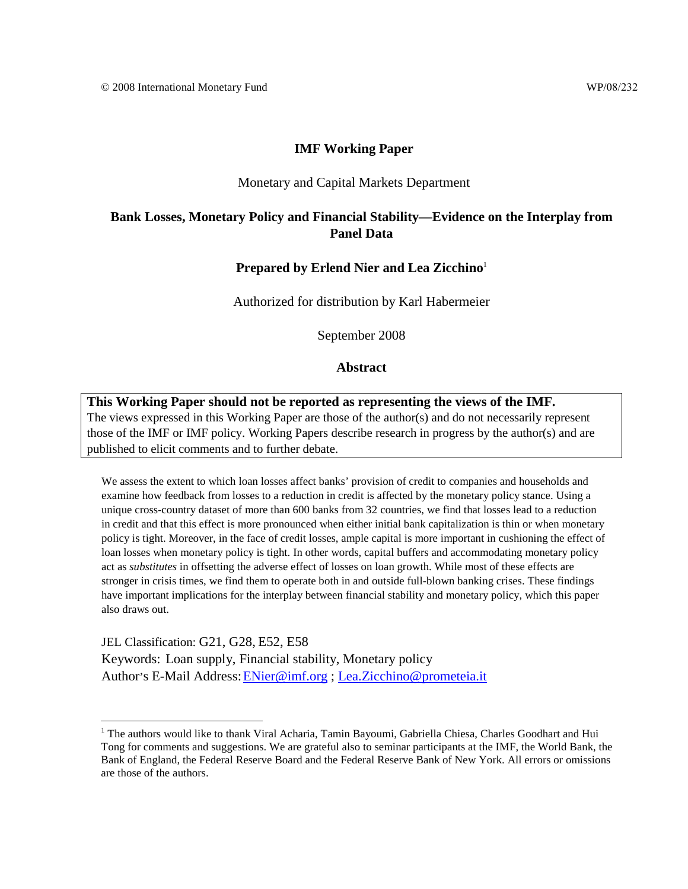© 2008 International Monetary Fund WP/08/232

# IMF Working Paper

Monetary and Capital Markets Department

## Bank Losses, Monetary Policy and Financial Stability—Evidence on the Interplay from Panel Data

**Prepared by Erlend Nier and Lea Zicchino**[1]

Authorized for distribution by Karl Habermeier

September 2008

### Abstract

**This Working Paper should not be reported as representing the views of the IMF.**
The views expressed in this Working Paper are those of the author(s) and do not necessarily represent those of the IMF or IMF policy. Working Papers describe research in progress by the author(s) and are published to elicit comments and to further debate.

We assess the extent to which loan losses affect banks' provision of credit to companies and households and examine how feedback from losses to a reduction in credit is affected by the monetary policy stance. Using a unique cross-country dataset of more than 600 banks from 32 countries, we find that losses lead to a reduction in credit and that this effect is more pronounced when either initial bank capitalization is thin or when monetary policy is tight. Moreover, in the face of credit losses, ample capital is more important in cushioning the effect of loan losses when monetary policy is tight. In other words, capital buffers and accommodating monetary policy act as *substitutes* in offsetting the adverse effect of losses on loan growth. While most of these effects are stronger in crisis times, we find them to operate both in and outside full-blown banking crises. These findings have important implications for the interplay between financial stability and monetary policy, which this paper also draws out.

JEL Classification: G21, G28, E52, E58

Keywords: Loan supply, Financial stability, Monetary policy

Author's E-Mail Address: ENier@imf.org ; Lea.Zicchino@prometeia.it

[1] The authors would like to thank Viral Acharia, Tamin Bayoumi, Gabriella Chiesa, Charles Goodhart and Hui Tong for comments and suggestions. We are grateful also to seminar participants at the IMF, the World Bank, the Bank of England, the Federal Reserve Board and the Federal Reserve Bank of New York. All errors or omissions are those of the authors.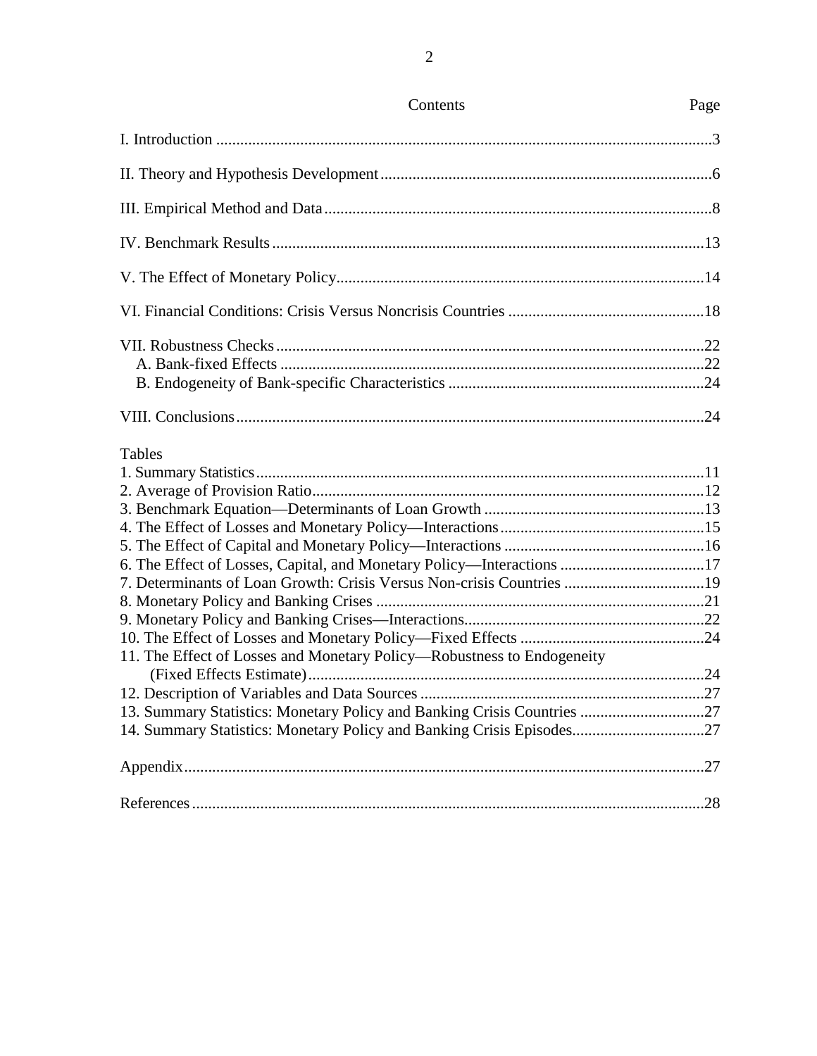# Contents

| Contents | Page |
|---|---|
| I. Introduction | 3 |
| II. Theory and Hypothesis Development | 6 |
| III. Empirical Method and Data | 8 |
| IV. Benchmark Results | 13 |
| V. The Effect of Monetary Policy | 14 |
| VI. Financial Conditions: Crisis Versus Noncrisis Countries | 18 |
| VII. Robustness Checks | 22 |
| A. Bank-fixed Effects | 22 |
| B. Endogeneity of Bank-specific Characteristics | 24 |
| VIII. Conclusions | 24 |

Tables

| | |
|---|---|
| 1. Summary Statistics | 11 |
| 2. Average of Provision Ratio | 12 |
| 3. Benchmark Equation—Determinants of Loan Growth | 13 |
| 4. The Effect of Losses and Monetary Policy—Interactions | 15 |
| 5. The Effect of Capital and Monetary Policy—Interactions | 16 |
| 6. The Effect of Losses, Capital, and Monetary Policy—Interactions | 17 |
| 7. Determinants of Loan Growth: Crisis Versus Non-crisis Countries | 19 |
| 8. Monetary Policy and Banking Crises | 21 |
| 9. Monetary Policy and Banking Crises—Interactions | 22 |
| 10. The Effect of Losses and Monetary Policy—Fixed Effects | 24 |
| 11. The Effect of Losses and Monetary Policy—Robustness to Endogeneity (Fixed Effects Estimate) | 24 |
| 12. Description of Variables and Data Sources | 27 |
| 13. Summary Statistics: Monetary Policy and Banking Crisis Countries | 27 |
| 14. Summary Statistics: Monetary Policy and Banking Crisis Episodes | 27 |

| | |
|---|---|
| Appendix | 27 |
| References | 28 |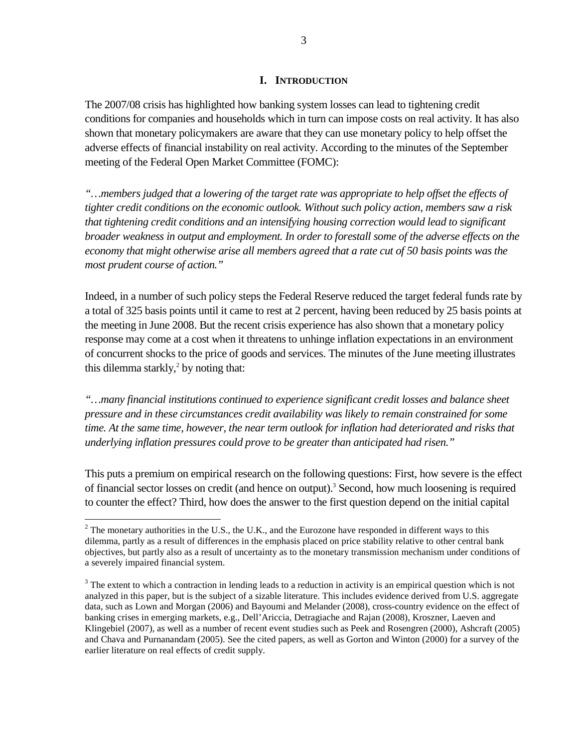## I. Introduction

The 2007/08 crisis has highlighted how banking system losses can lead to tightening credit conditions for companies and households which in turn can impose costs on real activity. It has also shown that monetary policymakers are aware that they can use monetary policy to help offset the adverse effects of financial instability on real activity. According to the minutes of the September meeting of the Federal Open Market Committee (FOMC):

*"…members judged that a lowering of the target rate was appropriate to help offset the effects of tighter credit conditions on the economic outlook. Without such policy action, members saw a risk that tightening credit conditions and an intensifying housing correction would lead to significant broader weakness in output and employment. In order to forestall some of the adverse effects on the economy that might otherwise arise all members agreed that a rate cut of 50 basis points was the most prudent course of action."*

Indeed, in a number of such policy steps the Federal Reserve reduced the target federal funds rate by a total of 325 basis points until it came to rest at 2 percent, having been reduced by 25 basis points at the meeting in June 2008. But the recent crisis experience has also shown that a monetary policy response may come at a cost when it threatens to unhinge inflation expectations in an environment of concurrent shocks to the price of goods and services. The minutes of the June meeting illustrates this dilemma starkly,[2] by noting that:

*"…many financial institutions continued to experience significant credit losses and balance sheet pressure and in these circumstances credit availability was likely to remain constrained for some time. At the same time, however, the near term outlook for inflation had deteriorated and risks that underlying inflation pressures could prove to be greater than anticipated had risen."*

This puts a premium on empirical research on the following questions: First, how severe is the effect of financial sector losses on credit (and hence on output).[3] Second, how much loosening is required to counter the effect? Third, how does the answer to the first question depend on the initial capital

---

[2] The monetary authorities in the U.S., the U.K., and the Eurozone have responded in different ways to this dilemma, partly as a result of differences in the emphasis placed on price stability relative to other central bank objectives, but partly also as a result of uncertainty as to the monetary transmission mechanism under conditions of a severely impaired financial system.

[3] The extent to which a contraction in lending leads to a reduction in activity is an empirical question which is not analyzed in this paper, but is the subject of a sizable literature. This includes evidence derived from U.S. aggregate data, such as Lown and Morgan (2006) and Bayoumi and Melander (2008), cross-country evidence on the effect of banking crises in emerging markets, e.g., Dell'Ariccia, Detragiache and Rajan (2008), Kroszner, Laeven and Klingebiel (2007), as well as a number of recent event studies such as Peek and Rosengren (2000), Ashcraft (2005) and Chava and Purnanandam (2005). See the cited papers, as well as Gorton and Winton (2000) for a survey of the earlier literature on real effects of credit supply.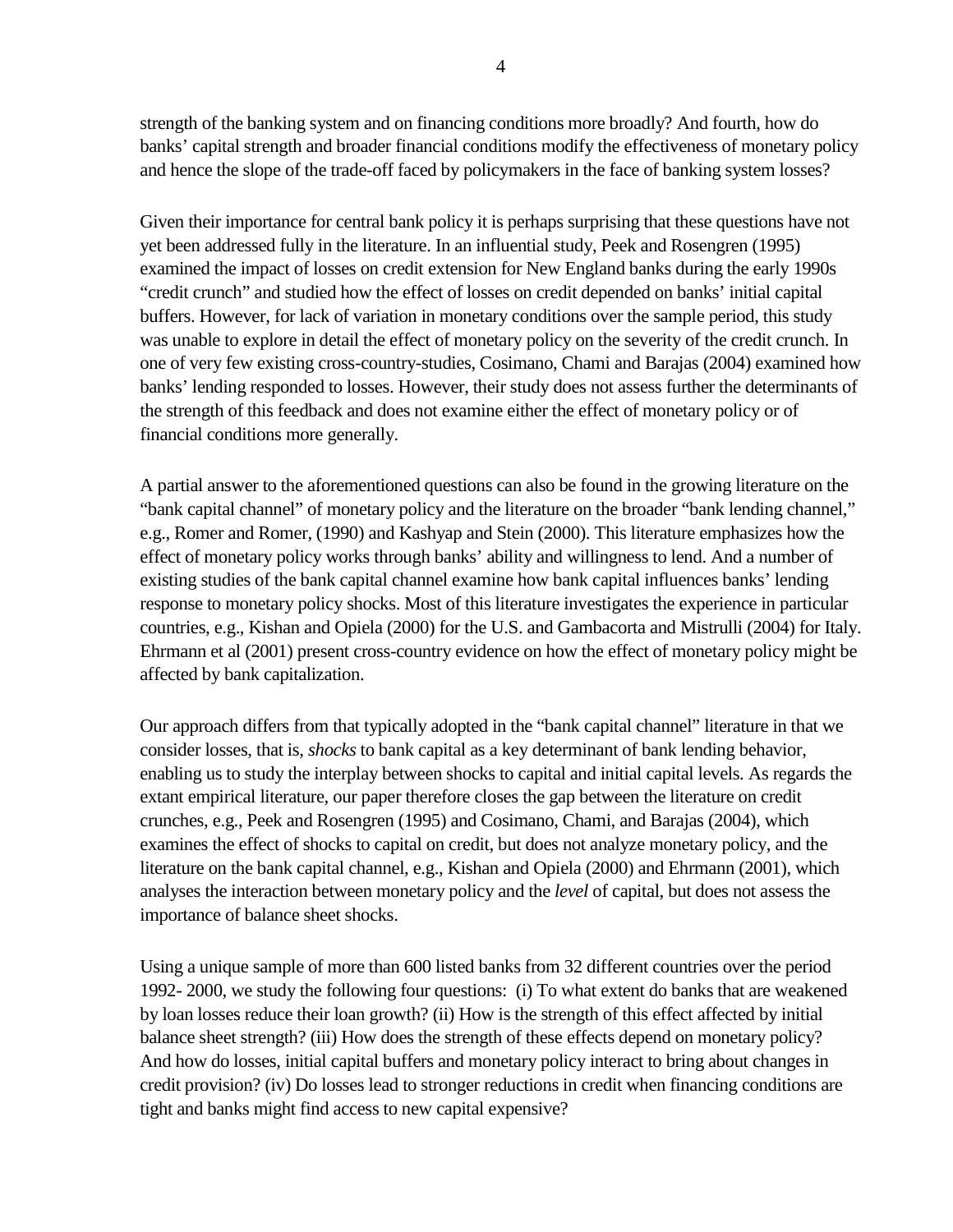strength of the banking system and on financing conditions more broadly? And fourth, how do banks' capital strength and broader financial conditions modify the effectiveness of monetary policy and hence the slope of the trade-off faced by policymakers in the face of banking system losses?

Given their importance for central bank policy it is perhaps surprising that these questions have not yet been addressed fully in the literature. In an influential study, Peek and Rosengren (1995) examined the impact of losses on credit extension for New England banks during the early 1990s "credit crunch" and studied how the effect of losses on credit depended on banks' initial capital buffers. However, for lack of variation in monetary conditions over the sample period, this study was unable to explore in detail the effect of monetary policy on the severity of the credit crunch. In one of very few existing cross-country-studies, Cosimano, Chami and Barajas (2004) examined how banks' lending responded to losses. However, their study does not assess further the determinants of the strength of this feedback and does not examine either the effect of monetary policy or of financial conditions more generally.

A partial answer to the aforementioned questions can also be found in the growing literature on the "bank capital channel" of monetary policy and the literature on the broader "bank lending channel," e.g., Romer and Romer, (1990) and Kashyap and Stein (2000). This literature emphasizes how the effect of monetary policy works through banks' ability and willingness to lend. And a number of existing studies of the bank capital channel examine how bank capital influences banks' lending response to monetary policy shocks. Most of this literature investigates the experience in particular countries, e.g., Kishan and Opiela (2000) for the U.S. and Gambacorta and Mistrulli (2004) for Italy. Ehrmann et al (2001) present cross-country evidence on how the effect of monetary policy might be affected by bank capitalization.

Our approach differs from that typically adopted in the "bank capital channel" literature in that we consider losses, that is, *shocks* to bank capital as a key determinant of bank lending behavior, enabling us to study the interplay between shocks to capital and initial capital levels. As regards the extant empirical literature, our paper therefore closes the gap between the literature on credit crunches, e.g., Peek and Rosengren (1995) and Cosimano, Chami, and Barajas (2004), which examines the effect of shocks to capital on credit, but does not analyze monetary policy, and the literature on the bank capital channel, e.g., Kishan and Opiela (2000) and Ehrmann (2001), which analyses the interaction between monetary policy and the *level* of capital, but does not assess the importance of balance sheet shocks.

Using a unique sample of more than 600 listed banks from 32 different countries over the period 1992- 2000, we study the following four questions: (i) To what extent do banks that are weakened by loan losses reduce their loan growth? (ii) How is the strength of this effect affected by initial balance sheet strength? (iii) How does the strength of these effects depend on monetary policy? And how do losses, initial capital buffers and monetary policy interact to bring about changes in credit provision? (iv) Do losses lead to stronger reductions in credit when financing conditions are tight and banks might find access to new capital expensive?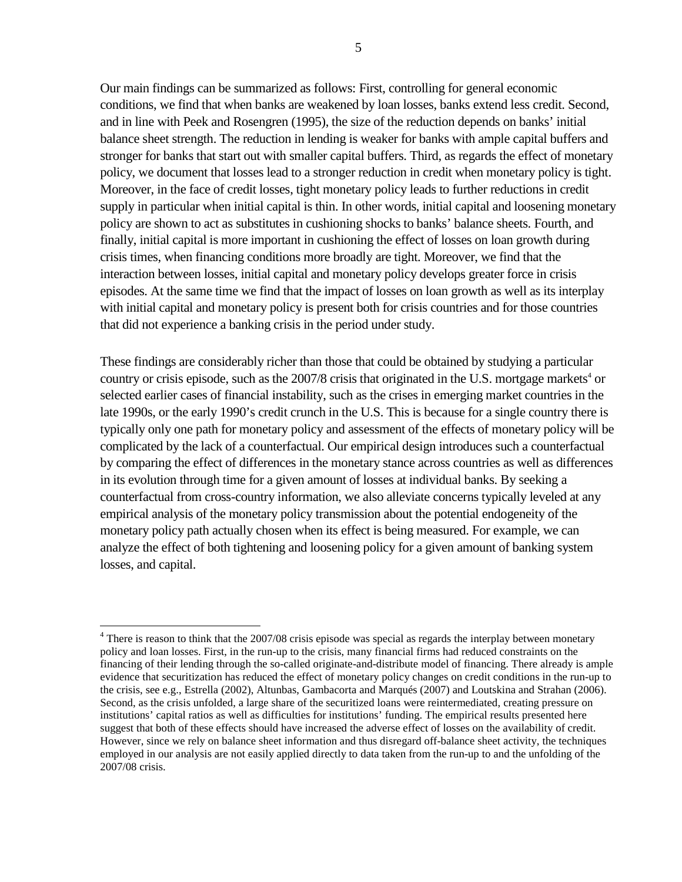Our main findings can be summarized as follows: First, controlling for general economic conditions, we find that when banks are weakened by loan losses, banks extend less credit. Second, and in line with Peek and Rosengren (1995), the size of the reduction depends on banks' initial balance sheet strength. The reduction in lending is weaker for banks with ample capital buffers and stronger for banks that start out with smaller capital buffers. Third, as regards the effect of monetary policy, we document that losses lead to a stronger reduction in credit when monetary policy is tight. Moreover, in the face of credit losses, tight monetary policy leads to further reductions in credit supply in particular when initial capital is thin. In other words, initial capital and loosening monetary policy are shown to act as substitutes in cushioning shocks to banks' balance sheets. Fourth, and finally, initial capital is more important in cushioning the effect of losses on loan growth during crisis times, when financing conditions more broadly are tight. Moreover, we find that the interaction between losses, initial capital and monetary policy develops greater force in crisis episodes. At the same time we find that the impact of losses on loan growth as well as its interplay with initial capital and monetary policy is present both for crisis countries and for those countries that did not experience a banking crisis in the period under study.

These findings are considerably richer than those that could be obtained by studying a particular country or crisis episode, such as the 2007/8 crisis that originated in the U.S. mortgage markets[4] or selected earlier cases of financial instability, such as the crises in emerging market countries in the late 1990s, or the early 1990's credit crunch in the U.S. This is because for a single country there is typically only one path for monetary policy and assessment of the effects of monetary policy will be complicated by the lack of a counterfactual. Our empirical design introduces such a counterfactual by comparing the effect of differences in the monetary stance across countries as well as differences in its evolution through time for a given amount of losses at individual banks. By seeking a counterfactual from cross-country information, we also alleviate concerns typically leveled at any empirical analysis of the monetary policy transmission about the potential endogeneity of the monetary policy path actually chosen when its effect is being measured. For example, we can analyze the effect of both tightening and loosening policy for a given amount of banking system losses, and capital.

[4] There is reason to think that the 2007/08 crisis episode was special as regards the interplay between monetary policy and loan losses. First, in the run-up to the crisis, many financial firms had reduced constraints on the financing of their lending through the so-called originate-and-distribute model of financing. There already is ample evidence that securitization has reduced the effect of monetary policy changes on credit conditions in the run-up to the crisis, see e.g., Estrella (2002), Altunbas, Gambacorta and Marqués (2007) and Loutskina and Strahan (2006). Second, as the crisis unfolded, a large share of the securitized loans were reintermediated, creating pressure on institutions' capital ratios as well as difficulties for institutions' funding. The empirical results presented here suggest that both of these effects should have increased the adverse effect of losses on the availability of credit. However, since we rely on balance sheet information and thus disregard off-balance sheet activity, the techniques employed in our analysis are not easily applied directly to data taken from the run-up to and the unfolding of the 2007/08 crisis.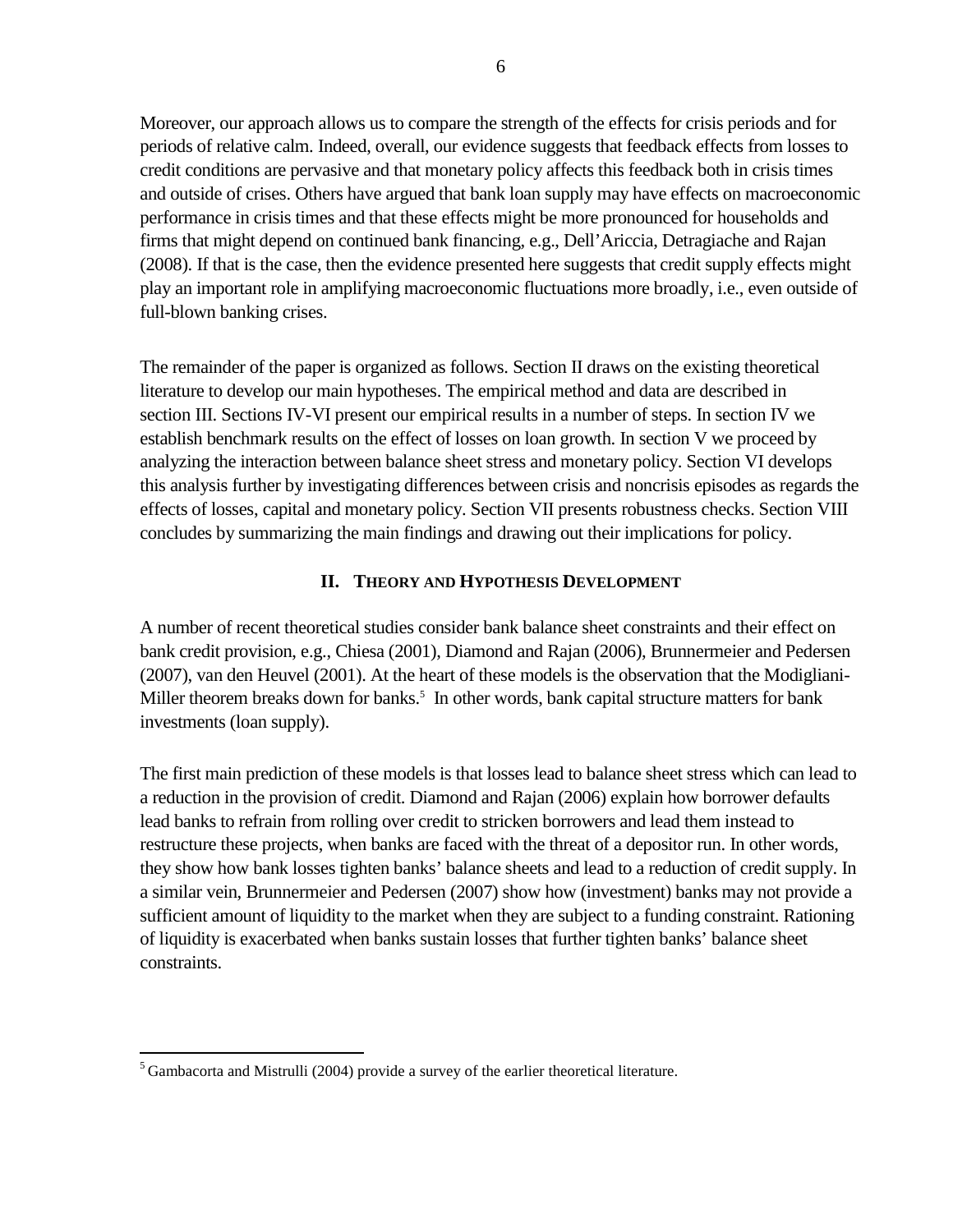Moreover, our approach allows us to compare the strength of the effects for crisis periods and for periods of relative calm. Indeed, overall, our evidence suggests that feedback effects from losses to credit conditions are pervasive and that monetary policy affects this feedback both in crisis times and outside of crises. Others have argued that bank loan supply may have effects on macroeconomic performance in crisis times and that these effects might be more pronounced for households and firms that might depend on continued bank financing, e.g., Dell'Ariccia, Detragiache and Rajan (2008). If that is the case, then the evidence presented here suggests that credit supply effects might play an important role in amplifying macroeconomic fluctuations more broadly, i.e., even outside of full-blown banking crises.

The remainder of the paper is organized as follows. Section II draws on the existing theoretical literature to develop our main hypotheses. The empirical method and data are described in section III. Sections IV-VI present our empirical results in a number of steps. In section IV we establish benchmark results on the effect of losses on loan growth. In section V we proceed by analyzing the interaction between balance sheet stress and monetary policy. Section VI develops this analysis further by investigating differences between crisis and noncrisis episodes as regards the effects of losses, capital and monetary policy. Section VII presents robustness checks. Section VIII concludes by summarizing the main findings and drawing out their implications for policy.

## II. Theory and Hypothesis Development

A number of recent theoretical studies consider bank balance sheet constraints and their effect on bank credit provision, e.g., Chiesa (2001), Diamond and Rajan (2006), Brunnermeier and Pedersen (2007), van den Heuvel (2001). At the heart of these models is the observation that the Modigliani-Miller theorem breaks down for banks.[5] In other words, bank capital structure matters for bank investments (loan supply).

The first main prediction of these models is that losses lead to balance sheet stress which can lead to a reduction in the provision of credit. Diamond and Rajan (2006) explain how borrower defaults lead banks to refrain from rolling over credit to stricken borrowers and lead them instead to restructure these projects, when banks are faced with the threat of a depositor run. In other words, they show how bank losses tighten banks' balance sheets and lead to a reduction of credit supply. In a similar vein, Brunnermeier and Pedersen (2007) show how (investment) banks may not provide a sufficient amount of liquidity to the market when they are subject to a funding constraint. Rationing of liquidity is exacerbated when banks sustain losses that further tighten banks' balance sheet constraints.

[5] Gambacorta and Mistrulli (2004) provide a survey of the earlier theoretical literature.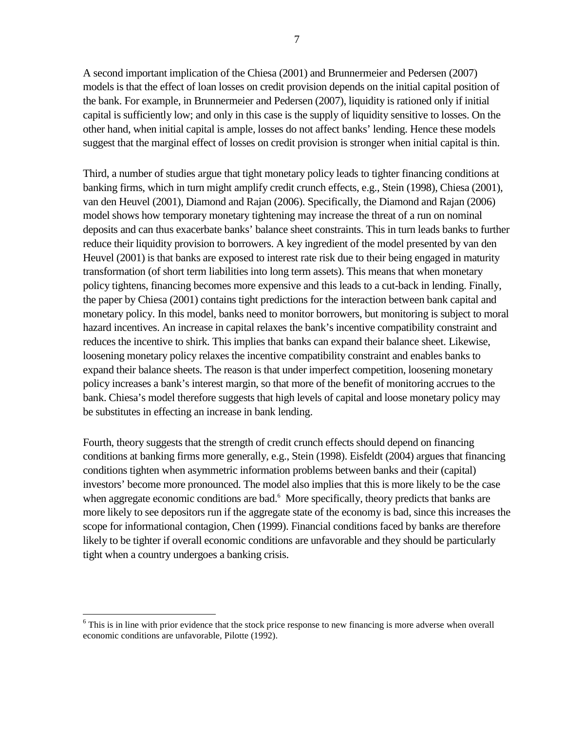A second important implication of the Chiesa (2001) and Brunnermeier and Pedersen (2007) models is that the effect of loan losses on credit provision depends on the initial capital position of the bank. For example, in Brunnermeier and Pedersen (2007), liquidity is rationed only if initial capital is sufficiently low; and only in this case is the supply of liquidity sensitive to losses. On the other hand, when initial capital is ample, losses do not affect banks' lending. Hence these models suggest that the marginal effect of losses on credit provision is stronger when initial capital is thin.

Third, a number of studies argue that tight monetary policy leads to tighter financing conditions at banking firms, which in turn might amplify credit crunch effects, e.g., Stein (1998), Chiesa (2001), van den Heuvel (2001), Diamond and Rajan (2006). Specifically, the Diamond and Rajan (2006) model shows how temporary monetary tightening may increase the threat of a run on nominal deposits and can thus exacerbate banks' balance sheet constraints. This in turn leads banks to further reduce their liquidity provision to borrowers. A key ingredient of the model presented by van den Heuvel (2001) is that banks are exposed to interest rate risk due to their being engaged in maturity transformation (of short term liabilities into long term assets). This means that when monetary policy tightens, financing becomes more expensive and this leads to a cut-back in lending. Finally, the paper by Chiesa (2001) contains tight predictions for the interaction between bank capital and monetary policy. In this model, banks need to monitor borrowers, but monitoring is subject to moral hazard incentives. An increase in capital relaxes the bank's incentive compatibility constraint and reduces the incentive to shirk. This implies that banks can expand their balance sheet. Likewise, loosening monetary policy relaxes the incentive compatibility constraint and enables banks to expand their balance sheets. The reason is that under imperfect competition, loosening monetary policy increases a bank's interest margin, so that more of the benefit of monitoring accrues to the bank. Chiesa's model therefore suggests that high levels of capital and loose monetary policy may be substitutes in effecting an increase in bank lending.

Fourth, theory suggests that the strength of credit crunch effects should depend on financing conditions at banking firms more generally, e.g., Stein (1998). Eisfeldt (2004) argues that financing conditions tighten when asymmetric information problems between banks and their (capital) investors' become more pronounced. The model also implies that this is more likely to be the case when aggregate economic conditions are bad.[6] More specifically, theory predicts that banks are more likely to see depositors run if the aggregate state of the economy is bad, since this increases the scope for informational contagion, Chen (1999). Financial conditions faced by banks are therefore likely to be tighter if overall economic conditions are unfavorable and they should be particularly tight when a country undergoes a banking crisis.

[6] This is in line with prior evidence that the stock price response to new financing is more adverse when overall economic conditions are unfavorable, Pilotte (1992).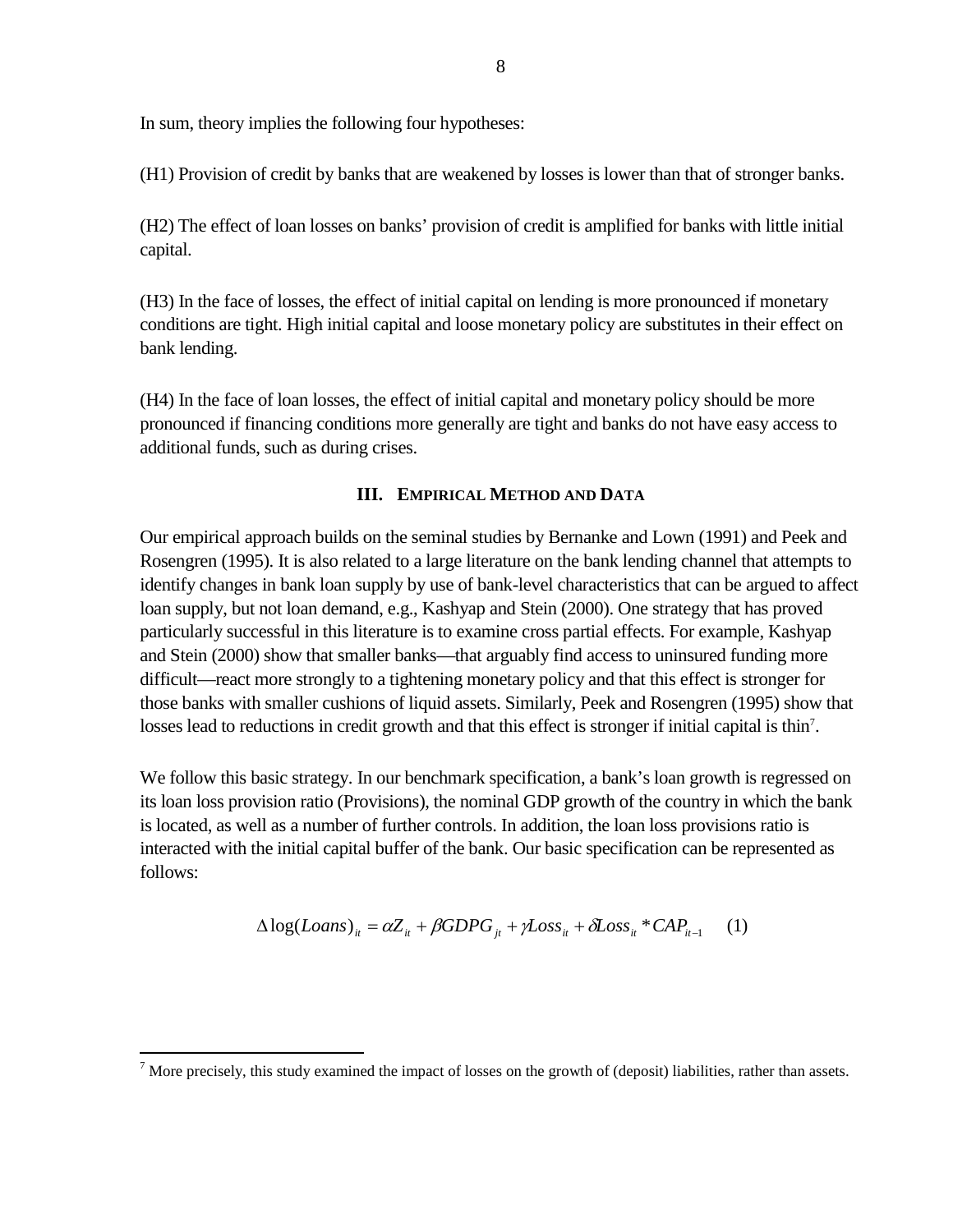In sum, theory implies the following four hypotheses:

(H1) Provision of credit by banks that are weakened by losses is lower than that of stronger banks.

(H2) The effect of loan losses on banks' provision of credit is amplified for banks with little initial capital.

(H3) In the face of losses, the effect of initial capital on lending is more pronounced if monetary conditions are tight. High initial capital and loose monetary policy are substitutes in their effect on bank lending.

(H4) In the face of loan losses, the effect of initial capital and monetary policy should be more pronounced if financing conditions more generally are tight and banks do not have easy access to additional funds, such as during crises.

## III. Empirical Method and Data

Our empirical approach builds on the seminal studies by Bernanke and Lown (1991) and Peek and Rosengren (1995). It is also related to a large literature on the bank lending channel that attempts to identify changes in bank loan supply by use of bank-level characteristics that can be argued to affect loan supply, but not loan demand, e.g., Kashyap and Stein (2000). One strategy that has proved particularly successful in this literature is to examine cross partial effects. For example, Kashyap and Stein (2000) show that smaller banks—that arguably find access to uninsured funding more difficult—react more strongly to a tightening monetary policy and that this effect is stronger for those banks with smaller cushions of liquid assets. Similarly, Peek and Rosengren (1995) show that losses lead to reductions in credit growth and that this effect is stronger if initial capital is thin[7].

We follow this basic strategy. In our benchmark specification, a bank's loan growth is regressed on its loan loss provision ratio (Provisions), the nominal GDP growth of the country in which the bank is located, as well as a number of further controls. In addition, the loan loss provisions ratio is interacted with the initial capital buffer of the bank. Our basic specification can be represented as follows:

$$\Delta \log(Loans)_{it} = \alpha Z_{it} + \beta GDPG_{jt} + \gamma Loss_{it} + \delta Loss_{it} * CAP_{it-1} \quad (1)$$

[7] More precisely, this study examined the impact of losses on the growth of (deposit) liabilities, rather than assets.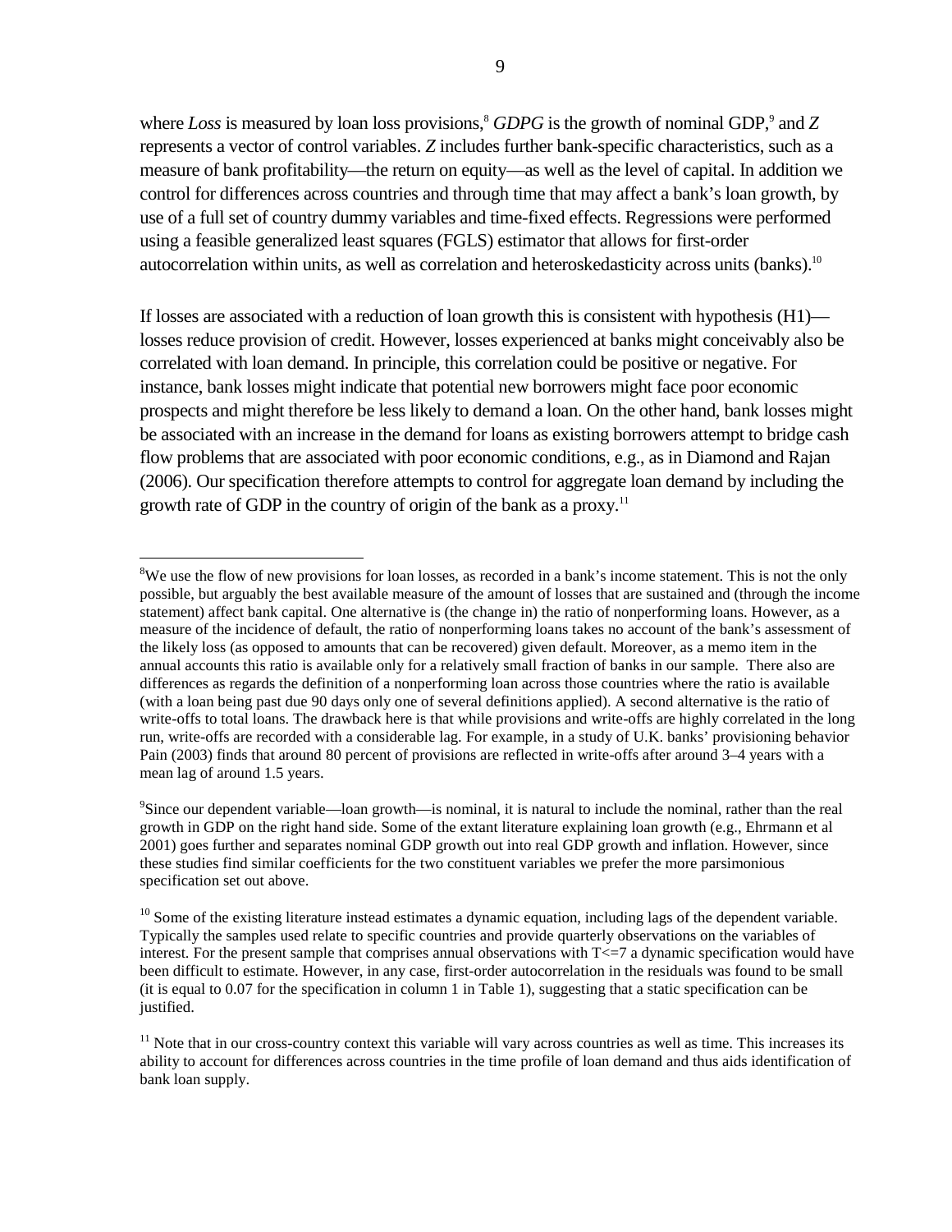where *Loss* is measured by loan loss provisions,[8] *GDPG* is the growth of nominal GDP,[9] and *Z* represents a vector of control variables. *Z* includes further bank-specific characteristics, such as a measure of bank profitability—the return on equity—as well as the level of capital. In addition we control for differences across countries and through time that may affect a bank's loan growth, by use of a full set of country dummy variables and time-fixed effects. Regressions were performed using a feasible generalized least squares (FGLS) estimator that allows for first-order autocorrelation within units, as well as correlation and heteroskedasticity across units (banks).[10]

If losses are associated with a reduction of loan growth this is consistent with hypothesis (H1)—losses reduce provision of credit. However, losses experienced at banks might conceivably also be correlated with loan demand. In principle, this correlation could be positive or negative. For instance, bank losses might indicate that potential new borrowers might face poor economic prospects and might therefore be less likely to demand a loan. On the other hand, bank losses might be associated with an increase in the demand for loans as existing borrowers attempt to bridge cash flow problems that are associated with poor economic conditions, e.g., as in Diamond and Rajan (2006). Our specification therefore attempts to control for aggregate loan demand by including the growth rate of GDP in the country of origin of the bank as a proxy.[11]

---

[8]We use the flow of new provisions for loan losses, as recorded in a bank's income statement. This is not the only possible, but arguably the best available measure of the amount of losses that are sustained and (through the income statement) affect bank capital. One alternative is (the change in) the ratio of nonperforming loans. However, as a measure of the incidence of default, the ratio of nonperforming loans takes no account of the bank's assessment of the likely loss (as opposed to amounts that can be recovered) given default. Moreover, as a memo item in the annual accounts this ratio is available only for a relatively small fraction of banks in our sample. There also are differences as regards the definition of a nonperforming loan across those countries where the ratio is available (with a loan being past due 90 days only one of several definitions applied). A second alternative is the ratio of write-offs to total loans. The drawback here is that while provisions and write-offs are highly correlated in the long run, write-offs are recorded with a considerable lag. For example, in a study of U.K. banks' provisioning behavior Pain (2003) finds that around 80 percent of provisions are reflected in write-offs after around 3–4 years with a mean lag of around 1.5 years.

[9]Since our dependent variable—loan growth—is nominal, it is natural to include the nominal, rather than the real growth in GDP on the right hand side. Some of the extant literature explaining loan growth (e.g., Ehrmann et al 2001) goes further and separates nominal GDP growth out into real GDP growth and inflation. However, since these studies find similar coefficients for the two constituent variables we prefer the more parsimonious specification set out above.

[10] Some of the existing literature instead estimates a dynamic equation, including lags of the dependent variable. Typically the samples used relate to specific countries and provide quarterly observations on the variables of interest. For the present sample that comprises annual observations with $T<=7$ a dynamic specification would have been difficult to estimate. However, in any case, first-order autocorrelation in the residuals was found to be small (it is equal to 0.07 for the specification in column 1 in Table 1), suggesting that a static specification can be justified.

[11] Note that in our cross-country context this variable will vary across countries as well as time. This increases its ability to account for differences across countries in the time profile of loan demand and thus aids identification of bank loan supply.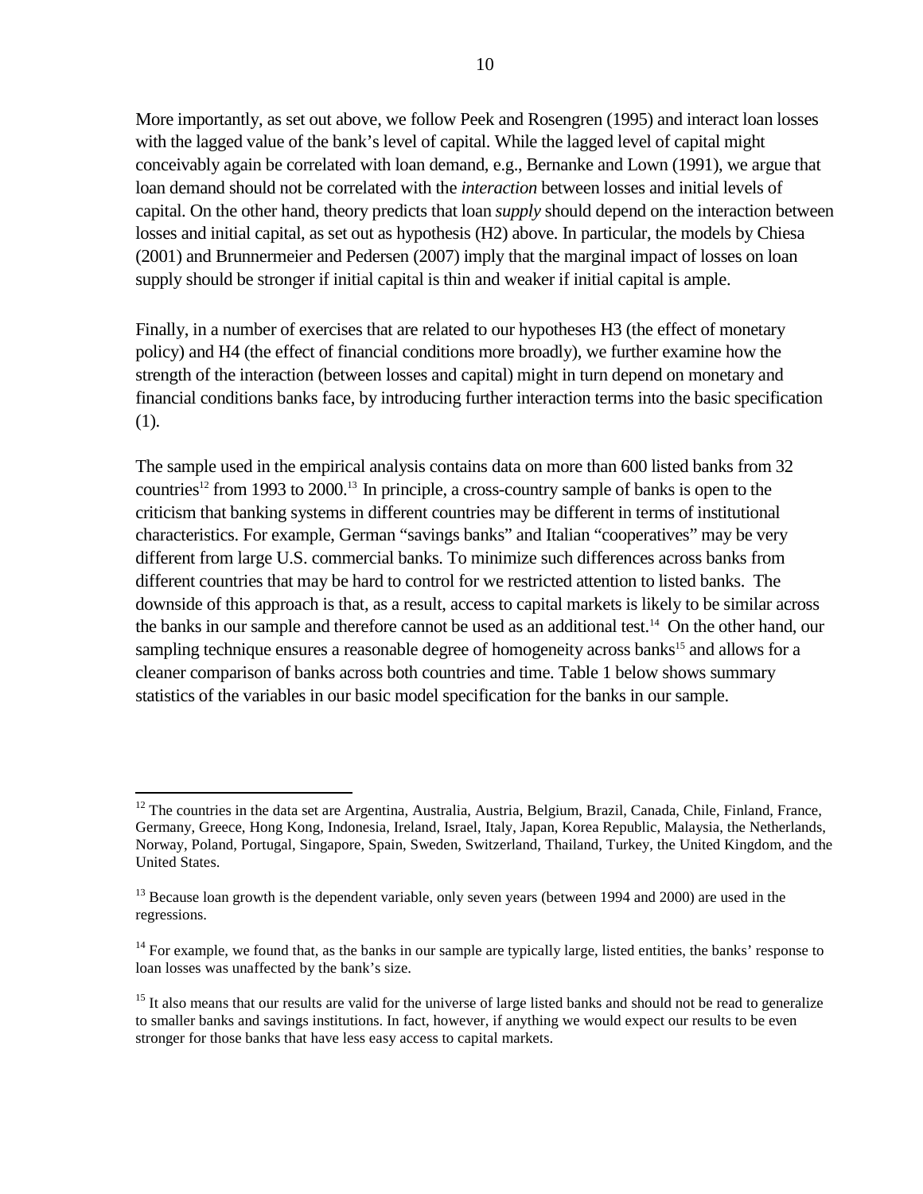More importantly, as set out above, we follow Peek and Rosengren (1995) and interact loan losses with the lagged value of the bank's level of capital. While the lagged level of capital might conceivably again be correlated with loan demand, e.g., Bernanke and Lown (1991), we argue that loan demand should not be correlated with the *interaction* between losses and initial levels of capital. On the other hand, theory predicts that loan *supply* should depend on the interaction between losses and initial capital, as set out as hypothesis (H2) above. In particular, the models by Chiesa (2001) and Brunnermeier and Pedersen (2007) imply that the marginal impact of losses on loan supply should be stronger if initial capital is thin and weaker if initial capital is ample.

Finally, in a number of exercises that are related to our hypotheses H3 (the effect of monetary policy) and H4 (the effect of financial conditions more broadly), we further examine how the strength of the interaction (between losses and capital) might in turn depend on monetary and financial conditions banks face, by introducing further interaction terms into the basic specification (1).

The sample used in the empirical analysis contains data on more than 600 listed banks from 32 countries[12] from 1993 to 2000.[13] In principle, a cross-country sample of banks is open to the criticism that banking systems in different countries may be different in terms of institutional characteristics. For example, German "savings banks" and Italian "cooperatives" may be very different from large U.S. commercial banks. To minimize such differences across banks from different countries that may be hard to control for we restricted attention to listed banks. The downside of this approach is that, as a result, access to capital markets is likely to be similar across the banks in our sample and therefore cannot be used as an additional test.[14] On the other hand, our sampling technique ensures a reasonable degree of homogeneity across banks[15] and allows for a cleaner comparison of banks across both countries and time. Table 1 below shows summary statistics of the variables in our basic model specification for the banks in our sample.

---

[12] The countries in the data set are Argentina, Australia, Austria, Belgium, Brazil, Canada, Chile, Finland, France, Germany, Greece, Hong Kong, Indonesia, Ireland, Israel, Italy, Japan, Korea Republic, Malaysia, the Netherlands, Norway, Poland, Portugal, Singapore, Spain, Sweden, Switzerland, Thailand, Turkey, the United Kingdom, and the United States.

[13] Because loan growth is the dependent variable, only seven years (between 1994 and 2000) are used in the regressions.

[14] For example, we found that, as the banks in our sample are typically large, listed entities, the banks' response to loan losses was unaffected by the bank's size.

[15] It also means that our results are valid for the universe of large listed banks and should not be read to generalize to smaller banks and savings institutions. In fact, however, if anything we would expect our results to be even stronger for those banks that have less easy access to capital markets.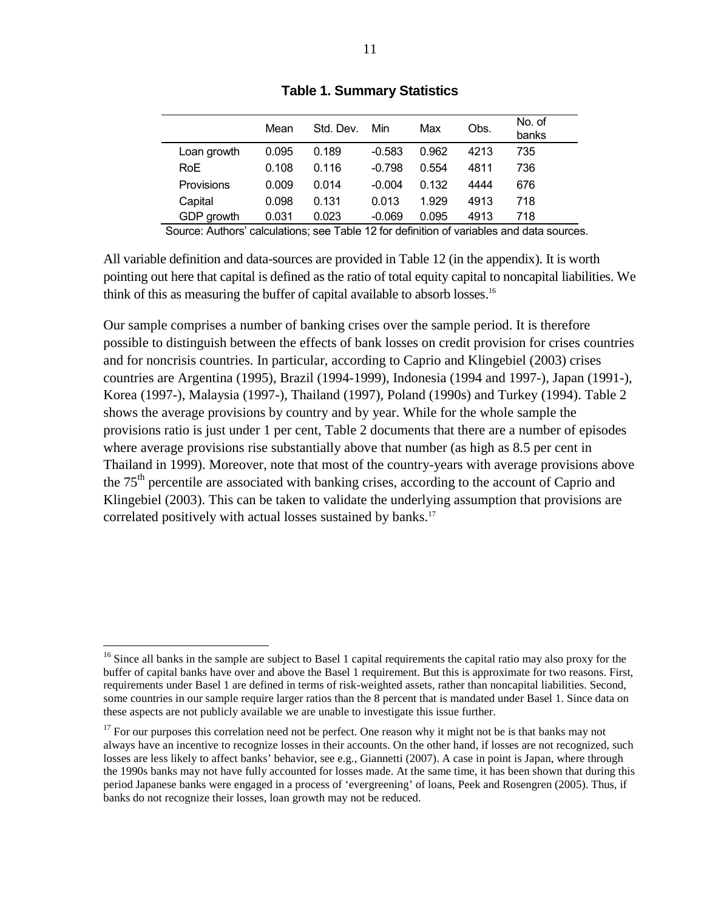**Table 1. Summary Statistics**

| | Mean | Std. Dev. | Min | Max | Obs. | No. of banks |
|---|---|---|---|---|---|---|
| Loan growth | 0.095 | 0.189 | -0.583 | 0.962 | 4213 | 735 |
| RoE | 0.108 | 0.116 | -0.798 | 0.554 | 4811 | 736 |
| Provisions | 0.009 | 0.014 | -0.004 | 0.132 | 4444 | 676 |
| Capital | 0.098 | 0.131 | 0.013 | 1.929 | 4913 | 718 |
| GDP growth | 0.031 | 0.023 | -0.069 | 0.095 | 4913 | 718 |

Source: Authors' calculations; see Table 12 for definition of variables and data sources.

All variable definition and data-sources are provided in Table 12 (in the appendix). It is worth pointing out here that capital is defined as the ratio of total equity capital to noncapital liabilities. We think of this as measuring the buffer of capital available to absorb losses.[16]

Our sample comprises a number of banking crises over the sample period. It is therefore possible to distinguish between the effects of bank losses on credit provision for crises countries and for noncrisis countries. In particular, according to Caprio and Klingebiel (2003) crises countries are Argentina (1995), Brazil (1994-1999), Indonesia (1994 and 1997-), Japan (1991-), Korea (1997-), Malaysia (1997-), Thailand (1997), Poland (1990s) and Turkey (1994). Table 2 shows the average provisions by country and by year. While for the whole sample the provisions ratio is just under 1 per cent, Table 2 documents that there are a number of episodes where average provisions rise substantially above that number (as high as 8.5 per cent in Thailand in 1999). Moreover, note that most of the country-years with average provisions above the 75th percentile are associated with banking crises, according to the account of Caprio and Klingebiel (2003). This can be taken to validate the underlying assumption that provisions are correlated positively with actual losses sustained by banks.[17]

---

[16] Since all banks in the sample are subject to Basel 1 capital requirements the capital ratio may also proxy for the buffer of capital banks have over and above the Basel 1 requirement. But this is approximate for two reasons. First, requirements under Basel 1 are defined in terms of risk-weighted assets, rather than noncapital liabilities. Second, some countries in our sample require larger ratios than the 8 percent that is mandated under Basel 1. Since data on these aspects are not publicly available we are unable to investigate this issue further.

[17] For our purposes this correlation need not be perfect. One reason why it might not be is that banks may not always have an incentive to recognize losses in their accounts. On the other hand, if losses are not recognized, such losses are less likely to affect banks' behavior, see e.g., Giannetti (2007). A case in point is Japan, where through the 1990s banks may not have fully accounted for losses made. At the same time, it has been shown that during this period Japanese banks were engaged in a process of 'evergreening' of loans, Peek and Rosengren (2005). Thus, if banks do not recognize their losses, loan growth may not be reduced.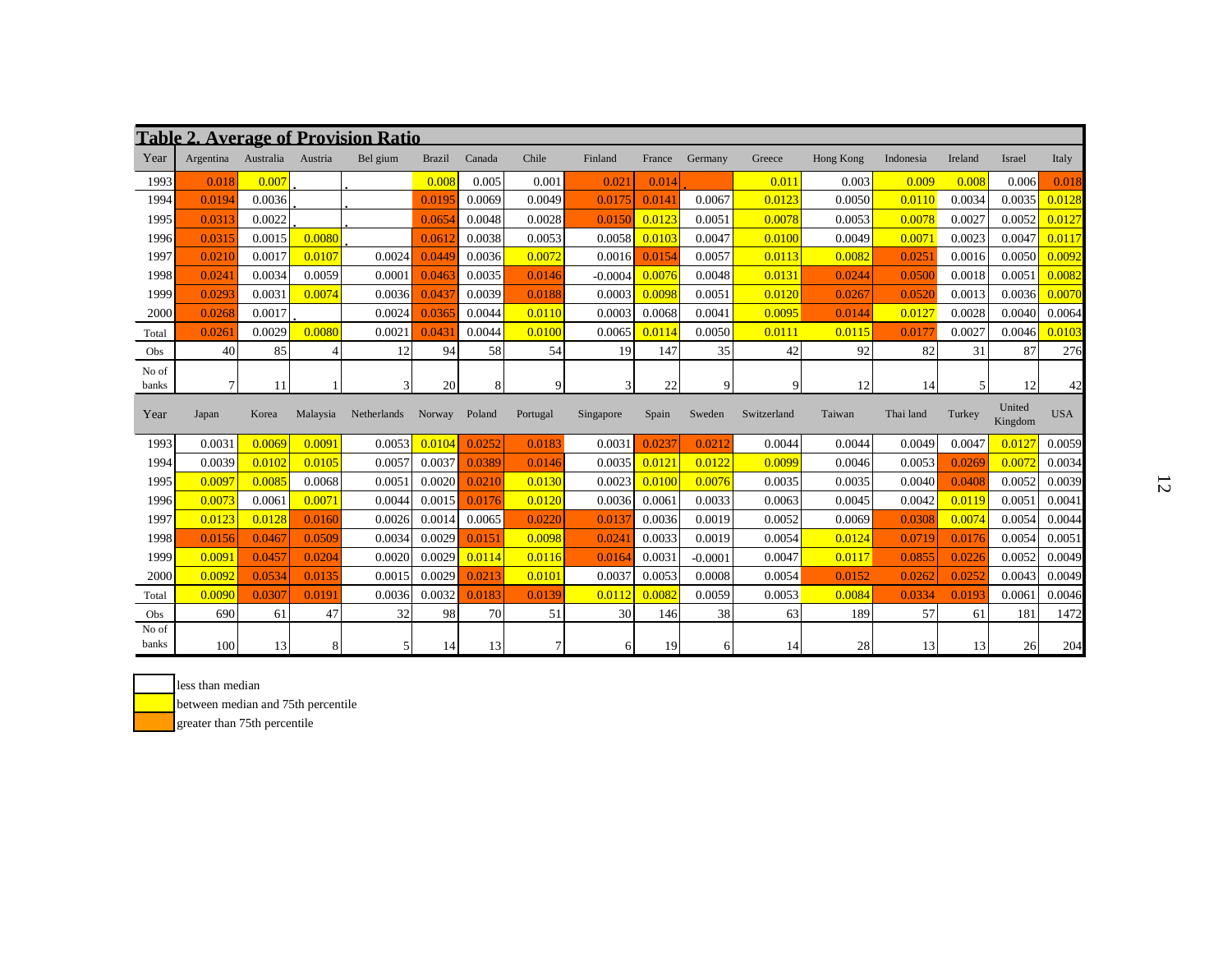## Table 2. Average of Provision Ratio

| Year | Argentina | Australia | Austria | Belgium | Brazil | Canada | Chile | Finland | France | Germany | Greece | Hong Kong | Indonesia | Ireland | Israel | Italy |
|---|---|---|---|---|---|---|---|---|---|---|---|---|---|---|---|---|
| 1993 | 0.018 | 0.007 | . | . | 0.008 | 0.005 | 0.001 | 0.021 | 0.014 | . | 0.011 | 0.003 | 0.009 | 0.008 | 0.006 | 0.018 |
| 1994 | 0.0194 | 0.0036 | . | . | 0.0195 | 0.0069 | 0.0049 | 0.0175 | 0.0141 | 0.0067 | 0.0123 | 0.0050 | 0.0110 | 0.0034 | 0.0035 | 0.0128 |
| 1995 | 0.0313 | 0.0022 | . | . | 0.0654 | 0.0048 | 0.0028 | 0.0150 | 0.0123 | 0.0051 | 0.0078 | 0.0053 | 0.0078 | 0.0027 | 0.0052 | 0.0127 |
| 1996 | 0.0315 | 0.0015 | 0.0080 | . | 0.0612 | 0.0038 | 0.0053 | 0.0058 | 0.0103 | 0.0047 | 0.0100 | 0.0049 | 0.0071 | 0.0023 | 0.0047 | 0.0117 |
| 1997 | 0.0210 | 0.0017 | 0.0107 | 0.0024 | 0.0449 | 0.0036 | 0.0072 | 0.0016 | 0.0154 | 0.0057 | 0.0113 | 0.0082 | 0.0251 | 0.0016 | 0.0050 | 0.0092 |
| 1998 | 0.0241 | 0.0034 | 0.0059 | 0.0001 | 0.0463 | 0.0035 | 0.0146 | -0.0004 | 0.0076 | 0.0048 | 0.0131 | 0.0244 | 0.0500 | 0.0018 | 0.0051 | 0.0082 |
| 1999 | 0.0293 | 0.0031 | 0.0074 | 0.0036 | 0.0437 | 0.0039 | 0.0188 | 0.0003 | 0.0098 | 0.0051 | 0.0120 | 0.0267 | 0.0520 | 0.0013 | 0.0036 | 0.0070 |
| 2000 | 0.0268 | 0.0017 | . | 0.0024 | 0.0365 | 0.0044 | 0.0110 | 0.0003 | 0.0068 | 0.0041 | 0.0095 | 0.0144 | 0.0127 | 0.0028 | 0.0040 | 0.0064 |
| Total | 0.0261 | 0.0029 | 0.0080 | 0.0021 | 0.0431 | 0.0044 | 0.0100 | 0.0065 | 0.0114 | 0.0050 | 0.0111 | 0.0115 | 0.0177 | 0.0027 | 0.0046 | 0.0103 |
| Obs | 40 | 85 | 4 | 12 | 94 | 58 | 54 | 19 | 147 | 35 | 42 | 92 | 82 | 31 | 87 | 276 |
| No of banks | 7 | 11 | 1 | 3 | 20 | 8 | 9 | 3 | 22 | 9 | 9 | 12 | 14 | 5 | 12 | 42 |

| Year | Japan | Korea | Malaysia | Netherlands | Norway | Poland | Portugal | Singapore | Spain | Sweden | Switzerland | Taiwan | Thailand | Turkey | United Kingdom | USA |
|---|---|---|---|---|---|---|---|---|---|---|---|---|---|---|---|---|
| 1993 | 0.0031 | 0.0069 | 0.0091 | 0.0053 | 0.0104 | 0.0252 | 0.0183 | 0.0031 | 0.0237 | 0.0212 | 0.0044 | 0.0044 | 0.0049 | 0.0047 | 0.0127 | 0.0059 |
| 1994 | 0.0039 | 0.0102 | 0.0105 | 0.0057 | 0.0037 | 0.0389 | 0.0146 | 0.0035 | 0.0121 | 0.0122 | 0.0099 | 0.0046 | 0.0053 | 0.0269 | 0.0072 | 0.0034 |
| 1995 | 0.0097 | 0.0085 | 0.0068 | 0.0051 | 0.0020 | 0.0210 | 0.0130 | 0.0023 | 0.0100 | 0.0076 | 0.0035 | 0.0035 | 0.0040 | 0.0408 | 0.0052 | 0.0039 |
| 1996 | 0.0073 | 0.0061 | 0.0071 | 0.0044 | 0.0015 | 0.0176 | 0.0120 | 0.0036 | 0.0061 | 0.0033 | 0.0063 | 0.0045 | 0.0042 | 0.0119 | 0.0051 | 0.0041 |
| 1997 | 0.0123 | 0.0128 | 0.0160 | 0.0026 | 0.0014 | 0.0065 | 0.0220 | 0.0137 | 0.0036 | 0.0019 | 0.0052 | 0.0069 | 0.0308 | 0.0074 | 0.0054 | 0.0044 |
| 1998 | 0.0156 | 0.0467 | 0.0509 | 0.0034 | 0.0029 | 0.0151 | 0.0098 | 0.0241 | 0.0033 | 0.0019 | 0.0054 | 0.0124 | 0.0719 | 0.0176 | 0.0054 | 0.0051 |
| 1999 | 0.0091 | 0.0457 | 0.0204 | 0.0020 | 0.0029 | 0.0114 | 0.0116 | 0.0164 | 0.0031 | -0.0001 | 0.0047 | 0.0117 | 0.0855 | 0.0226 | 0.0052 | 0.0049 |
| 2000 | 0.0092 | 0.0534 | 0.0135 | 0.0015 | 0.0029 | 0.0213 | 0.0101 | 0.0037 | 0.0053 | 0.0008 | 0.0054 | 0.0152 | 0.0262 | 0.0252 | 0.0043 | 0.0049 |
| Total | 0.0090 | 0.0307 | 0.0191 | 0.0036 | 0.0032 | 0.0183 | 0.0139 | 0.0112 | 0.0082 | 0.0059 | 0.0053 | 0.0084 | 0.0334 | 0.0193 | 0.0061 | 0.0046 |
| Obs | 690 | 61 | 47 | 32 | 98 | 70 | 51 | 30 | 146 | 38 | 63 | 189 | 57 | 61 | 181 | 1472 |
| No of banks | 100 | 13 | 8 | 5 | 14 | 13 | 7 | 6 | 19 | 6 | 14 | 28 | 13 | 13 | 26 | 204 |

Legend:
- (white) less than median
- (yellow) between median and 75th percentile
- (orange) greater than 75th percentile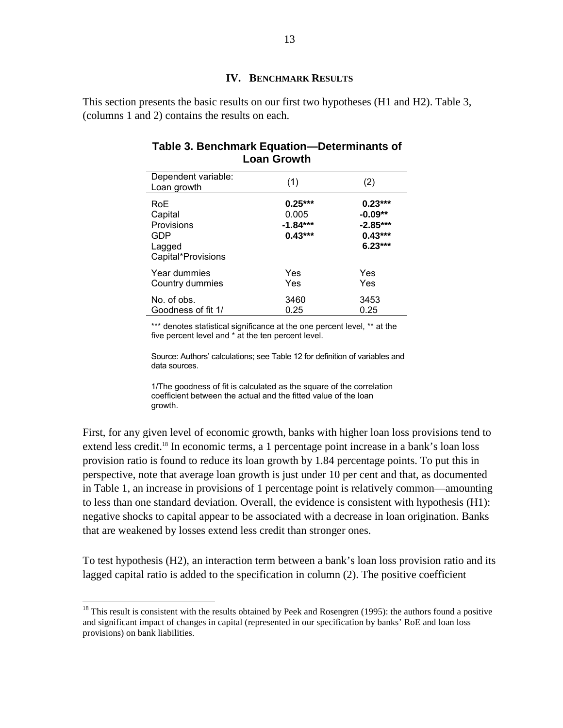## IV. Benchmark Results

This section presents the basic results on our first two hypotheses (H1 and H2). Table 3, (columns 1 and 2) contains the results on each.

**Table 3. Benchmark Equation—Determinants of Loan Growth**

| Dependent variable: Loan growth | (1) | (2) |
|---|---|---|
| RoE | **0.25*** ** | **0.23*** ** |
| Capital | 0.005 | **-0.09** ** |
| Provisions | **-1.84*** ** | **-2.85*** ** |
| GDP | **0.43*** ** | **0.43*** ** |
| Lagged | | **6.23*** ** |
| Capital*Provisions | | |
| Year dummies | Yes | Yes |
| Country dummies | Yes | Yes |
| No. of obs. | 3460 | 3453 |
| Goodness of fit 1/ | 0.25 | 0.25 |

*** denotes statistical significance at the one percent level, ** at the five percent level and * at the ten percent level.

Source: Authors' calculations; see Table 12 for definition of variables and data sources.

1/The goodness of fit is calculated as the square of the correlation coefficient between the actual and the fitted value of the loan growth.

First, for any given level of economic growth, banks with higher loan loss provisions tend to extend less credit.[18] In economic terms, a 1 percentage point increase in a bank's loan loss provision ratio is found to reduce its loan growth by 1.84 percentage points. To put this in perspective, note that average loan growth is just under 10 per cent and that, as documented in Table 1, an increase in provisions of 1 percentage point is relatively common—amounting to less than one standard deviation. Overall, the evidence is consistent with hypothesis (H1): negative shocks to capital appear to be associated with a decrease in loan origination. Banks that are weakened by losses extend less credit than stronger ones.

To test hypothesis (H2), an interaction term between a bank's loan loss provision ratio and its lagged capital ratio is added to the specification in column (2). The positive coefficient

[18] This result is consistent with the results obtained by Peek and Rosengren (1995): the authors found a positive and significant impact of changes in capital (represented in our specification by banks' RoE and loan loss provisions) on bank liabilities.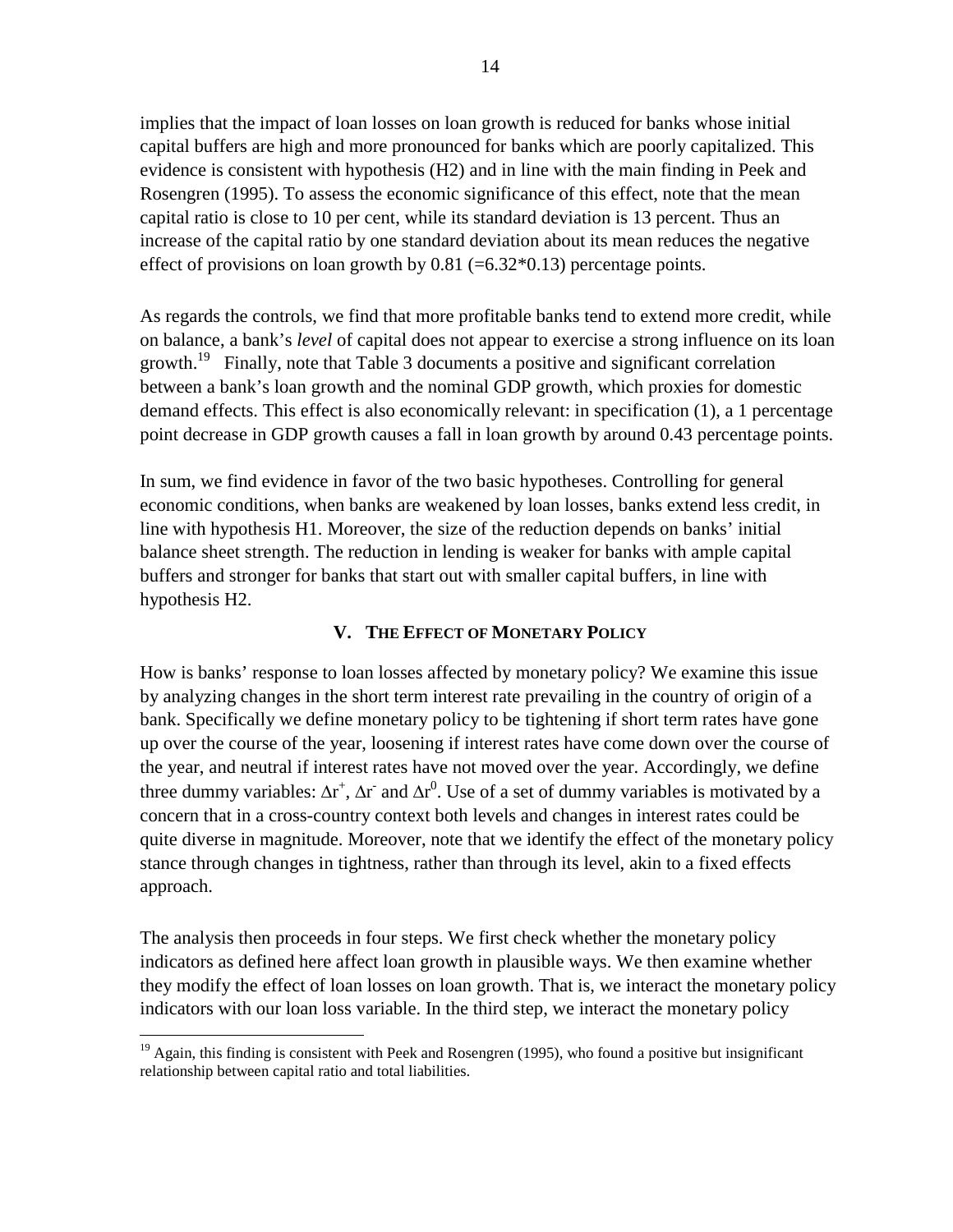implies that the impact of loan losses on loan growth is reduced for banks whose initial capital buffers are high and more pronounced for banks which are poorly capitalized. This evidence is consistent with hypothesis (H2) and in line with the main finding in Peek and Rosengren (1995). To assess the economic significance of this effect, note that the mean capital ratio is close to 10 per cent, while its standard deviation is 13 percent. Thus an increase of the capital ratio by one standard deviation about its mean reduces the negative effect of provisions on loan growth by 0.81 (=6.32*0.13) percentage points.

As regards the controls, we find that more profitable banks tend to extend more credit, while on balance, a bank's *level* of capital does not appear to exercise a strong influence on its loan growth.[19] Finally, note that Table 3 documents a positive and significant correlation between a bank's loan growth and the nominal GDP growth, which proxies for domestic demand effects. This effect is also economically relevant: in specification (1), a 1 percentage point decrease in GDP growth causes a fall in loan growth by around 0.43 percentage points.

In sum, we find evidence in favor of the two basic hypotheses. Controlling for general economic conditions, when banks are weakened by loan losses, banks extend less credit, in line with hypothesis H1. Moreover, the size of the reduction depends on banks' initial balance sheet strength. The reduction in lending is weaker for banks with ample capital buffers and stronger for banks that start out with smaller capital buffers, in line with hypothesis H2.

## V. The Effect of Monetary Policy

How is banks' response to loan losses affected by monetary policy? We examine this issue by analyzing changes in the short term interest rate prevailing in the country of origin of a bank. Specifically we define monetary policy to be tightening if short term rates have gone up over the course of the year, loosening if interest rates have come down over the course of the year, and neutral if interest rates have not moved over the year. Accordingly, we define three dummy variables: $\Delta r^+$, $\Delta r^-$ and $\Delta r^0$. Use of a set of dummy variables is motivated by a concern that in a cross-country context both levels and changes in interest rates could be quite diverse in magnitude. Moreover, note that we identify the effect of the monetary policy stance through changes in tightness, rather than through its level, akin to a fixed effects approach.

The analysis then proceeds in four steps. We first check whether the monetary policy indicators as defined here affect loan growth in plausible ways. We then examine whether they modify the effect of loan losses on loan growth. That is, we interact the monetary policy indicators with our loan loss variable. In the third step, we interact the monetary policy

[19] Again, this finding is consistent with Peek and Rosengren (1995), who found a positive but insignificant relationship between capital ratio and total liabilities.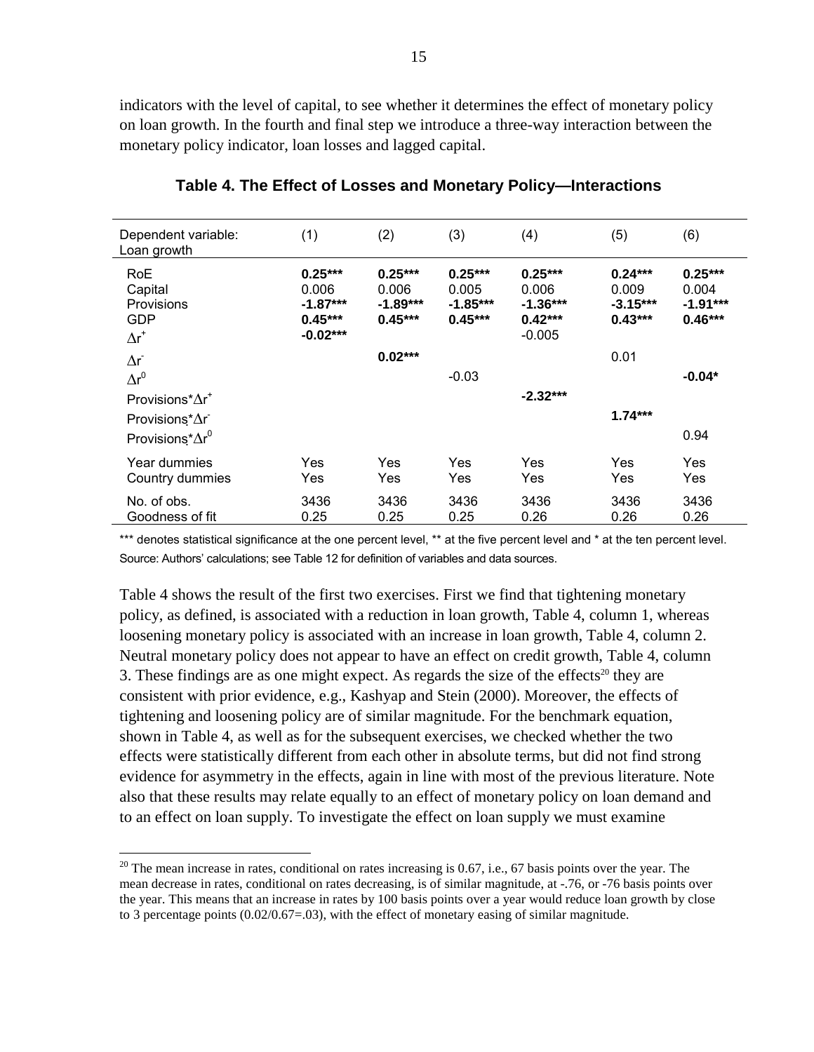indicators with the level of capital, to see whether it determines the effect of monetary policy on loan growth. In the fourth and final step we introduce a three-way interaction between the monetary policy indicator, loan losses and lagged capital.

**Table 4. The Effect of Losses and Monetary Policy—Interactions**

| Dependent variable: Loan growth | (1) | (2) | (3) | (4) | (5) | (6) |
|---|---|---|---|---|---|---|
| RoE | **0.25*** ** | **0.25*** ** | **0.25*** ** | **0.25*** ** | **0.24*** ** | **0.25*** ** |
| Capital | 0.006 | 0.006 | 0.005 | 0.006 | 0.009 | 0.004 |
| Provisions | **-1.87*** ** | **-1.89*** ** | **-1.85*** ** | **-1.36*** ** | **-3.15*** ** | **-1.91*** ** |
| GDP | **0.45*** ** | **0.45*** ** | **0.45*** ** | **0.42*** ** | **0.43*** ** | **0.46*** ** |
| $\Delta r^{+}$ | **-0.02*** ** | | | -0.005 | | |
| $\Delta r^{-}$ | | **0.02*** ** | | | 0.01 | |
| $\Delta r^{0}$ | | | -0.03 | | | **-0.04*** |
| Provisions*$\Delta r^{+}$ | | | | **-2.32*** ** | | |
| Provisions*$\Delta r^{-}$ | | | | | **1.74*** ** | |
| Provisions*$\Delta r^{0}$ | | | | | | 0.94 |
| Year dummies | Yes | Yes | Yes | Yes | Yes | Yes |
| Country dummies | Yes | Yes | Yes | Yes | Yes | Yes |
| No. of obs. | 3436 | 3436 | 3436 | 3436 | 3436 | 3436 |
| Goodness of fit | 0.25 | 0.25 | 0.25 | 0.26 | 0.26 | 0.26 |

*** denotes statistical significance at the one percent level, ** at the five percent level and * at the ten percent level.
Source: Authors' calculations; see Table 12 for definition of variables and data sources.

Table 4 shows the result of the first two exercises. First we find that tightening monetary policy, as defined, is associated with a reduction in loan growth, Table 4, column 1, whereas loosening monetary policy is associated with an increase in loan growth, Table 4, column 2. Neutral monetary policy does not appear to have an effect on credit growth, Table 4, column 3. These findings are as one might expect. As regards the size of the effects[20] they are consistent with prior evidence, e.g., Kashyap and Stein (2000). Moreover, the effects of tightening and loosening policy are of similar magnitude. For the benchmark equation, shown in Table 4, as well as for the subsequent exercises, we checked whether the two effects were statistically different from each other in absolute terms, but did not find strong evidence for asymmetry in the effects, again in line with most of the previous literature. Note also that these results may relate equally to an effect of monetary policy on loan demand and to an effect on loan supply. To investigate the effect on loan supply we must examine

[20] The mean increase in rates, conditional on rates increasing is 0.67, i.e., 67 basis points over the year. The mean decrease in rates, conditional on rates decreasing, is of similar magnitude, at -.76, or -76 basis points over the year. This means that an increase in rates by 100 basis points over a year would reduce loan growth by close to 3 percentage points (0.02/0.67=.03), with the effect of monetary easing of similar magnitude.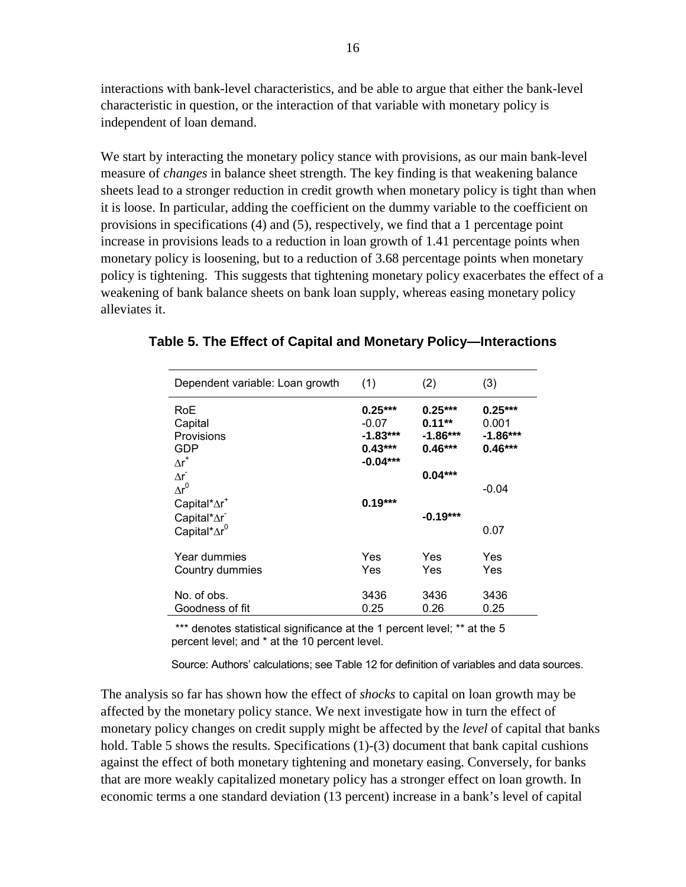interactions with bank-level characteristics, and be able to argue that either the bank-level characteristic in question, or the interaction of that variable with monetary policy is independent of loan demand.

We start by interacting the monetary policy stance with provisions, as our main bank-level measure of *changes* in balance sheet strength. The key finding is that weakening balance sheets lead to a stronger reduction in credit growth when monetary policy is tight than when it is loose. In particular, adding the coefficient on the dummy variable to the coefficient on provisions in specifications (4) and (5), respectively, we find that a 1 percentage point increase in provisions leads to a reduction in loan growth of 1.41 percentage points when monetary policy is loosening, but to a reduction of 3.68 percentage points when monetary policy is tightening. This suggests that tightening monetary policy exacerbates the effect of a weakening of bank balance sheets on bank loan supply, whereas easing monetary policy alleviates it.

**Table 5. The Effect of Capital and Monetary Policy—Interactions**

| Dependent variable: Loan growth | (1) | (2) | (3) |
|---|---|---|---|
| RoE | **0.25***** | **0.25***** | **0.25***** |
| Capital | -0.07 | **0.11**** | 0.001 |
| Provisions | **-1.83***** | **-1.86***** | **-1.86***** |
| GDP | **0.43***** | **0.46***** | **0.46***** |
| $\Delta r^{+}$ | **-0.04***** | | |
| $\Delta r^{-}$ | | **0.04***** | |
| $\Delta r^{0}$ | | | -0.04 |
| Capital*$\Delta r^{+}$ | **0.19***** | | |
| Capital*$\Delta r^{-}$ | | **-0.19***** | |
| Capital*$\Delta r^{0}$ | | | 0.07 |
| Year dummies | Yes | Yes | Yes |
| Country dummies | Yes | Yes | Yes |
| No. of obs. | 3436 | 3436 | 3436 |
| Goodness of fit | 0.25 | 0.26 | 0.25 |

*** denotes statistical significance at the 1 percent level; ** at the 5 percent level; and * at the 10 percent level.

Source: Authors' calculations; see Table 12 for definition of variables and data sources.

The analysis so far has shown how the effect of *shocks* to capital on loan growth may be affected by the monetary policy stance. We next investigate how in turn the effect of monetary policy changes on credit supply might be affected by the *level* of capital that banks hold. Table 5 shows the results. Specifications (1)-(3) document that bank capital cushions against the effect of both monetary tightening and monetary easing. Conversely, for banks that are more weakly capitalized monetary policy has a stronger effect on loan growth. In economic terms a one standard deviation (13 percent) increase in a bank's level of capital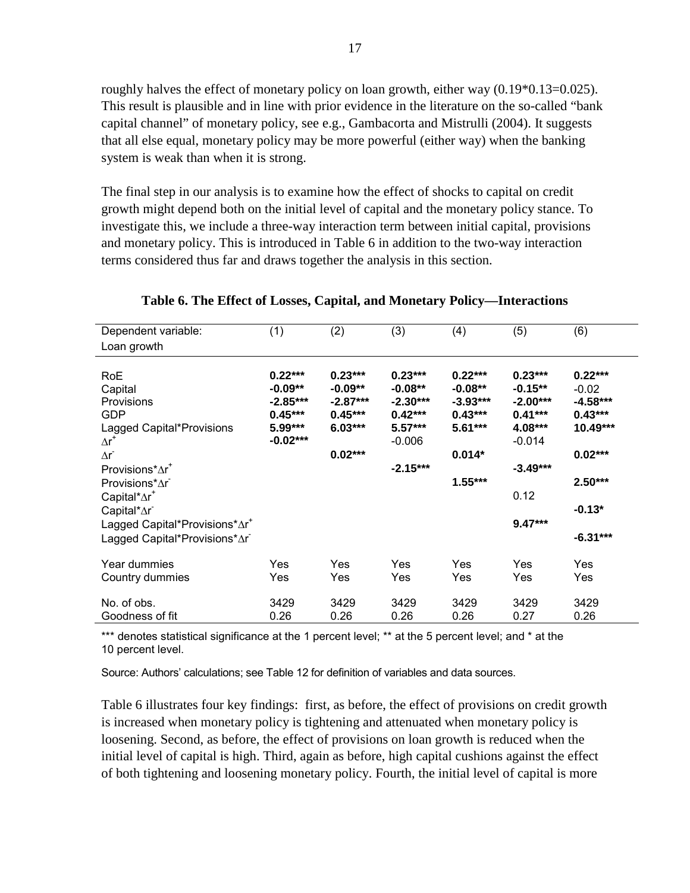roughly halves the effect of monetary policy on loan growth, either way (0.19*0.13=0.025). This result is plausible and in line with prior evidence in the literature on the so-called "bank capital channel" of monetary policy, see e.g., Gambacorta and Mistrulli (2004). It suggests that all else equal, monetary policy may be more powerful (either way) when the banking system is weak than when it is strong.

The final step in our analysis is to examine how the effect of shocks to capital on credit growth might depend both on the initial level of capital and the monetary policy stance. To investigate this, we include a three-way interaction term between initial capital, provisions and monetary policy. This is introduced in Table 6 in addition to the two-way interaction terms considered thus far and draws together the analysis in this section.

**Table 6. The Effect of Losses, Capital, and Monetary Policy—Interactions**

| Dependent variable: Loan growth | (1) | (2) | (3) | (4) | (5) | (6) |
|---|---|---|---|---|---|---|
| RoE | **0.22*** ** | **0.23*** ** | **0.23*** ** | **0.22*** ** | **0.23*** ** | **0.22*** ** |
| Capital | **-0.09** ** | **-0.09** ** | **-0.08** ** | **-0.08** ** | **-0.15** ** | -0.02 |
| Provisions | **-2.85*** ** | **-2.87*** ** | **-2.30*** ** | **-3.93*** ** | **-2.00*** ** | **-4.58*** ** |
| GDP | **0.45*** ** | **0.45*** ** | **0.42*** ** | **0.43*** ** | **0.41*** ** | **0.43*** ** |
| Lagged Capital*Provisions | **5.99*** ** | **6.03*** ** | **5.57*** ** | **5.61*** ** | **4.08*** ** | **10.49*** ** |
| $\Delta r^{+}$ | **-0.02*** ** | | -0.006 | | -0.014 | |
| $\Delta r^{-}$ | | **0.02*** ** | | **0.014*** | | **0.02*** ** |
| Provisions*$\Delta r^{+}$ | | | **-2.15*** ** | | **-3.49*** ** | |
| Provisions*$\Delta r^{-}$ | | | | **1.55*** ** | | **2.50*** ** |
| Capital*$\Delta r^{+}$ | | | | | 0.12 | |
| Capital*$\Delta r^{-}$ | | | | | | **-0.13*** |
| Lagged Capital*Provisions*$\Delta r^{+}$ | | | | | **9.47*** ** | |
| Lagged Capital*Provisions*$\Delta r^{-}$ | | | | | | **-6.31*** ** |
| Year dummies | Yes | Yes | Yes | Yes | Yes | Yes |
| Country dummies | Yes | Yes | Yes | Yes | Yes | Yes |
| No. of obs. | 3429 | 3429 | 3429 | 3429 | 3429 | 3429 |
| Goodness of fit | 0.26 | 0.26 | 0.26 | 0.26 | 0.27 | 0.26 |

*** denotes statistical significance at the 1 percent level; ** at the 5 percent level; and * at the 10 percent level.

Source: Authors' calculations; see Table 12 for definition of variables and data sources.

Table 6 illustrates four key findings: first, as before, the effect of provisions on credit growth is increased when monetary policy is tightening and attenuated when monetary policy is loosening. Second, as before, the effect of provisions on loan growth is reduced when the initial level of capital is high. Third, again as before, high capital cushions against the effect of both tightening and loosening monetary policy. Fourth, the initial level of capital is more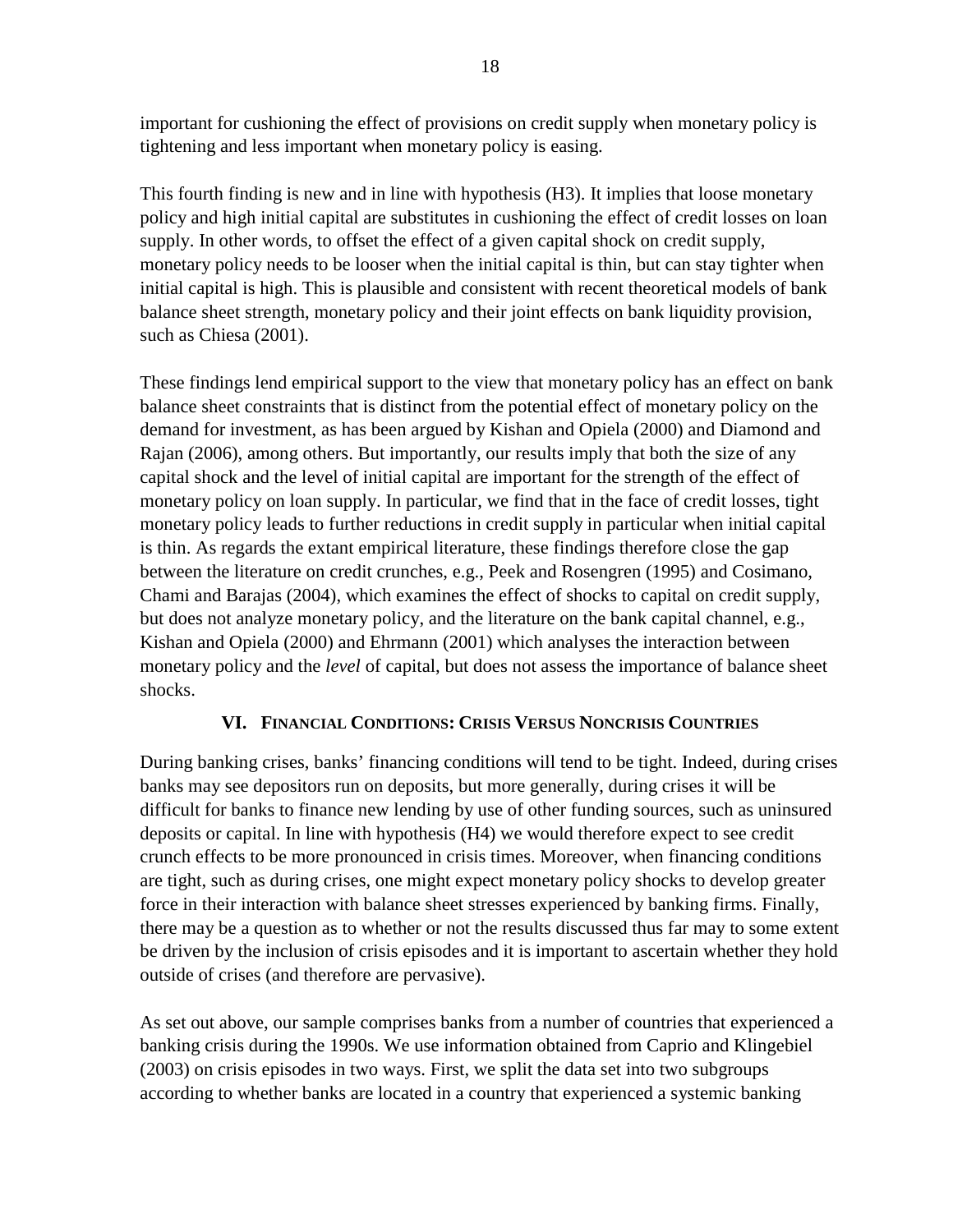important for cushioning the effect of provisions on credit supply when monetary policy is tightening and less important when monetary policy is easing.

This fourth finding is new and in line with hypothesis (H3). It implies that loose monetary policy and high initial capital are substitutes in cushioning the effect of credit losses on loan supply. In other words, to offset the effect of a given capital shock on credit supply, monetary policy needs to be looser when the initial capital is thin, but can stay tighter when initial capital is high. This is plausible and consistent with recent theoretical models of bank balance sheet strength, monetary policy and their joint effects on bank liquidity provision, such as Chiesa (2001).

These findings lend empirical support to the view that monetary policy has an effect on bank balance sheet constraints that is distinct from the potential effect of monetary policy on the demand for investment, as has been argued by Kishan and Opiela (2000) and Diamond and Rajan (2006), among others. But importantly, our results imply that both the size of any capital shock and the level of initial capital are important for the strength of the effect of monetary policy on loan supply. In particular, we find that in the face of credit losses, tight monetary policy leads to further reductions in credit supply in particular when initial capital is thin. As regards the extant empirical literature, these findings therefore close the gap between the literature on credit crunches, e.g., Peek and Rosengren (1995) and Cosimano, Chami and Barajas (2004), which examines the effect of shocks to capital on credit supply, but does not analyze monetary policy, and the literature on the bank capital channel, e.g., Kishan and Opiela (2000) and Ehrmann (2001) which analyses the interaction between monetary policy and the *level* of capital, but does not assess the importance of balance sheet shocks.

## VI. Financial Conditions: Crisis Versus Noncrisis Countries

During banking crises, banks' financing conditions will tend to be tight. Indeed, during crises banks may see depositors run on deposits, but more generally, during crises it will be difficult for banks to finance new lending by use of other funding sources, such as uninsured deposits or capital. In line with hypothesis (H4) we would therefore expect to see credit crunch effects to be more pronounced in crisis times. Moreover, when financing conditions are tight, such as during crises, one might expect monetary policy shocks to develop greater force in their interaction with balance sheet stresses experienced by banking firms. Finally, there may be a question as to whether or not the results discussed thus far may to some extent be driven by the inclusion of crisis episodes and it is important to ascertain whether they hold outside of crises (and therefore are pervasive).

As set out above, our sample comprises banks from a number of countries that experienced a banking crisis during the 1990s. We use information obtained from Caprio and Klingebiel (2003) on crisis episodes in two ways. First, we split the data set into two subgroups according to whether banks are located in a country that experienced a systemic banking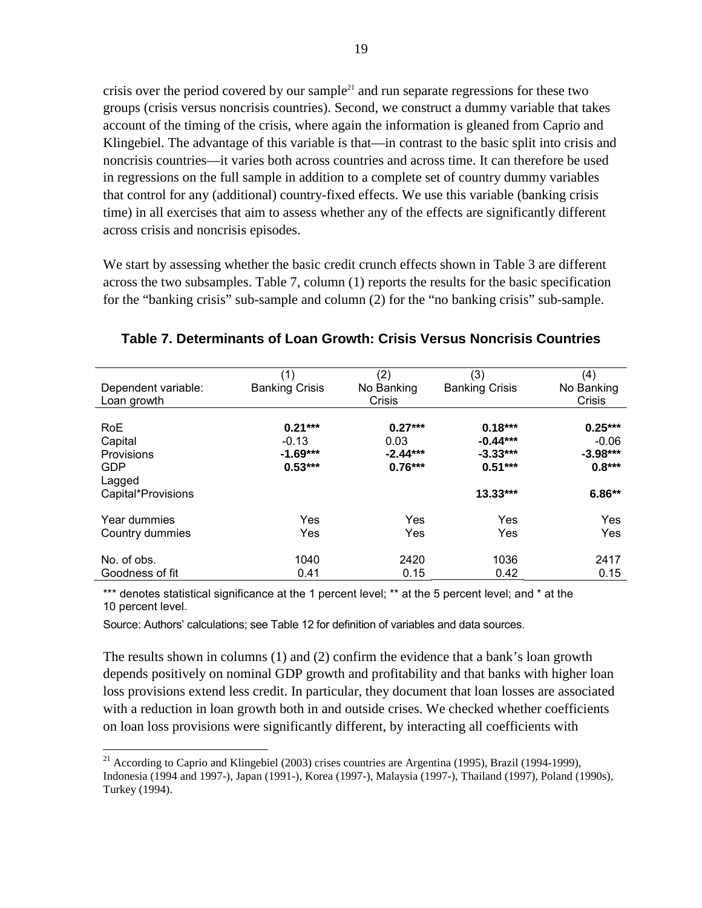crisis over the period covered by our sample[21] and run separate regressions for these two groups (crisis versus noncrisis countries). Second, we construct a dummy variable that takes account of the timing of the crisis, where again the information is gleaned from Caprio and Klingebiel. The advantage of this variable is that—in contrast to the basic split into crisis and noncrisis countries—it varies both across countries and across time. It can therefore be used in regressions on the full sample in addition to a complete set of country dummy variables that control for any (additional) country-fixed effects. We use this variable (banking crisis time) in all exercises that aim to assess whether any of the effects are significantly different across crisis and noncrisis episodes.

We start by assessing whether the basic credit crunch effects shown in Table 3 are different across the two subsamples. Table 7, column (1) reports the results for the basic specification for the "banking crisis" sub-sample and column (2) for the "no banking crisis" sub-sample.

**Table 7. Determinants of Loan Growth: Crisis Versus Noncrisis Countries**

| Dependent variable: Loan growth | (1) Banking Crisis | (2) No Banking Crisis | (3) Banking Crisis | (4) No Banking Crisis |
|---|---|---|---|---|
| RoE | **0.21*** ** | **0.27*** ** | **0.18*** ** | **0.25*** ** |
| Capital | -0.13 | 0.03 | **-0.44*** ** | -0.06 |
| Provisions | **-1.69*** ** | **-2.44*** ** | **-3.33*** ** | **-3.98*** ** |
| GDP | **0.53*** ** | **0.76*** ** | **0.51*** ** | **0.8*** ** |
| Lagged Capital*Provisions | | | **13.33*** ** | **6.86** ** |
| Year dummies | Yes | Yes | Yes | Yes |
| Country dummies | Yes | Yes | Yes | Yes |
| No. of obs. | 1040 | 2420 | 1036 | 2417 |
| Goodness of fit | 0.41 | 0.15 | 0.42 | 0.15 |

*** denotes statistical significance at the 1 percent level; ** at the 5 percent level; and * at the 10 percent level.

Source: Authors' calculations; see Table 12 for definition of variables and data sources.

The results shown in columns (1) and (2) confirm the evidence that a bank's loan growth depends positively on nominal GDP growth and profitability and that banks with higher loan loss provisions extend less credit. In particular, they document that loan losses are associated with a reduction in loan growth both in and outside crises. We checked whether coefficients on loan loss provisions were significantly different, by interacting all coefficients with

[21] According to Caprio and Klingebiel (2003) crises countries are Argentina (1995), Brazil (1994-1999), Indonesia (1994 and 1997-), Japan (1991-), Korea (1997-), Malaysia (1997-), Thailand (1997), Poland (1990s), Turkey (1994).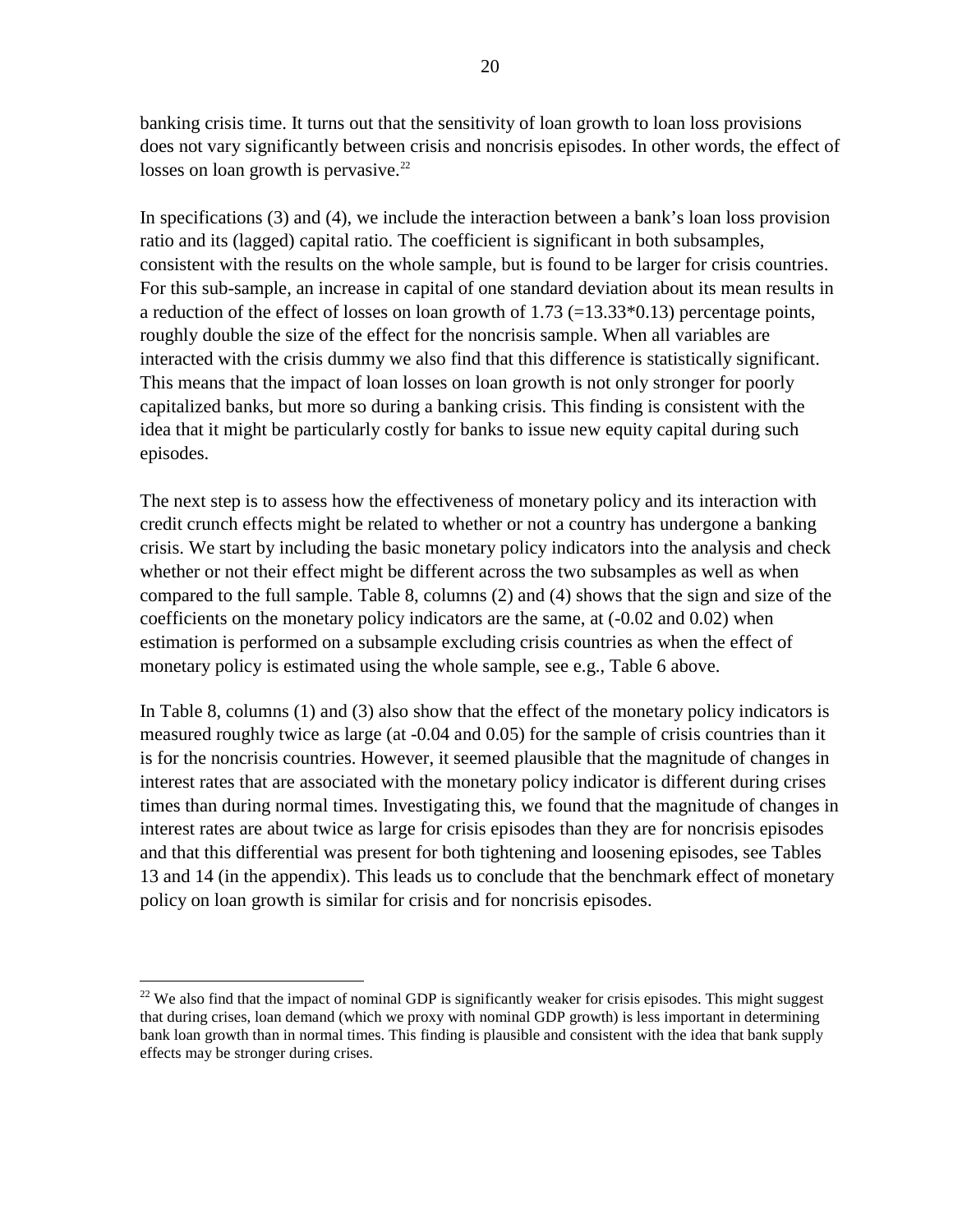banking crisis time. It turns out that the sensitivity of loan growth to loan loss provisions does not vary significantly between crisis and noncrisis episodes. In other words, the effect of losses on loan growth is pervasive.[22]

In specifications (3) and (4), we include the interaction between a bank's loan loss provision ratio and its (lagged) capital ratio. The coefficient is significant in both subsamples, consistent with the results on the whole sample, but is found to be larger for crisis countries. For this sub-sample, an increase in capital of one standard deviation about its mean results in a reduction of the effect of losses on loan growth of 1.73 (=13.33*0.13) percentage points, roughly double the size of the effect for the noncrisis sample. When all variables are interacted with the crisis dummy we also find that this difference is statistically significant. This means that the impact of loan losses on loan growth is not only stronger for poorly capitalized banks, but more so during a banking crisis. This finding is consistent with the idea that it might be particularly costly for banks to issue new equity capital during such episodes.

The next step is to assess how the effectiveness of monetary policy and its interaction with credit crunch effects might be related to whether or not a country has undergone a banking crisis. We start by including the basic monetary policy indicators into the analysis and check whether or not their effect might be different across the two subsamples as well as when compared to the full sample. Table 8, columns (2) and (4) shows that the sign and size of the coefficients on the monetary policy indicators are the same, at (-0.02 and 0.02) when estimation is performed on a subsample excluding crisis countries as when the effect of monetary policy is estimated using the whole sample, see e.g., Table 6 above.

In Table 8, columns (1) and (3) also show that the effect of the monetary policy indicators is measured roughly twice as large (at -0.04 and 0.05) for the sample of crisis countries than it is for the noncrisis countries. However, it seemed plausible that the magnitude of changes in interest rates that are associated with the monetary policy indicator is different during crises times than during normal times. Investigating this, we found that the magnitude of changes in interest rates are about twice as large for crisis episodes than they are for noncrisis episodes and that this differential was present for both tightening and loosening episodes, see Tables 13 and 14 (in the appendix). This leads us to conclude that the benchmark effect of monetary policy on loan growth is similar for crisis and for noncrisis episodes.

[22] We also find that the impact of nominal GDP is significantly weaker for crisis episodes. This might suggest that during crises, loan demand (which we proxy with nominal GDP growth) is less important in determining bank loan growth than in normal times. This finding is plausible and consistent with the idea that bank supply effects may be stronger during crises.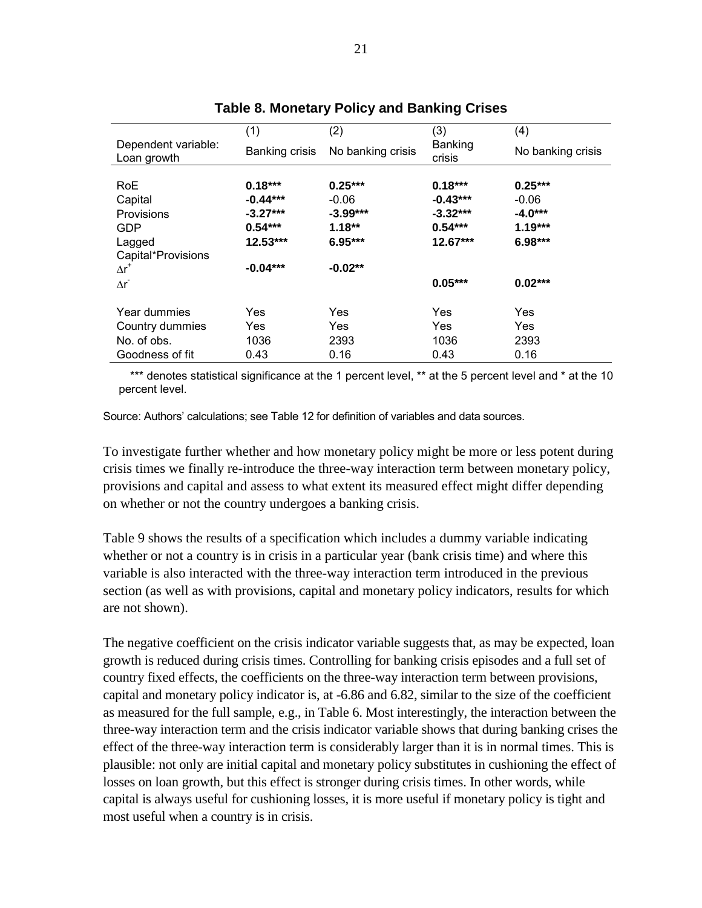**Table 8. Monetary Policy and Banking Crises**

| Dependent variable: Loan growth | (1) Banking crisis | (2) No banking crisis | (3) Banking crisis | (4) No banking crisis |
|---|---|---|---|---|
| RoE | **0.18*** ** | **0.25*** ** | **0.18*** ** | **0.25*** ** |
| Capital | **-0.44*** ** | -0.06 | **-0.43*** ** | -0.06 |
| Provisions | **-3.27*** ** | **-3.99*** ** | **-3.32*** ** | **-4.0*** ** |
| GDP | **0.54*** ** | **1.18** ** | **0.54*** ** | **1.19*** ** |
| Lagged Capital*Provisions | **12.53*** ** | **6.95*** ** | **12.67*** ** | **6.98*** ** |
| $\Delta r^{+}$ | **-0.04*** ** | **-0.02** ** | | |
| $\Delta r^{-}$ | | | **0.05*** ** | **0.02*** ** |
| Year dummies | Yes | Yes | Yes | Yes |
| Country dummies | Yes | Yes | Yes | Yes |
| No. of obs. | 1036 | 2393 | 1036 | 2393 |
| Goodness of fit | 0.43 | 0.16 | 0.43 | 0.16 |

*** denotes statistical significance at the 1 percent level, ** at the 5 percent level and * at the 10 percent level.

Source: Authors' calculations; see Table 12 for definition of variables and data sources.

To investigate further whether and how monetary policy might be more or less potent during crisis times we finally re-introduce the three-way interaction term between monetary policy, provisions and capital and assess to what extent its measured effect might differ depending on whether or not the country undergoes a banking crisis.

Table 9 shows the results of a specification which includes a dummy variable indicating whether or not a country is in crisis in a particular year (bank crisis time) and where this variable is also interacted with the three-way interaction term introduced in the previous section (as well as with provisions, capital and monetary policy indicators, results for which are not shown).

The negative coefficient on the crisis indicator variable suggests that, as may be expected, loan growth is reduced during crisis times. Controlling for banking crisis episodes and a full set of country fixed effects, the coefficients on the three-way interaction term between provisions, capital and monetary policy indicator is, at -6.86 and 6.82, similar to the size of the coefficient as measured for the full sample, e.g., in Table 6. Most interestingly, the interaction between the three-way interaction term and the crisis indicator variable shows that during banking crises the effect of the three-way interaction term is considerably larger than it is in normal times. This is plausible: not only are initial capital and monetary policy substitutes in cushioning the effect of losses on loan growth, but this effect is stronger during crisis times. In other words, while capital is always useful for cushioning losses, it is more useful if monetary policy is tight and most useful when a country is in crisis.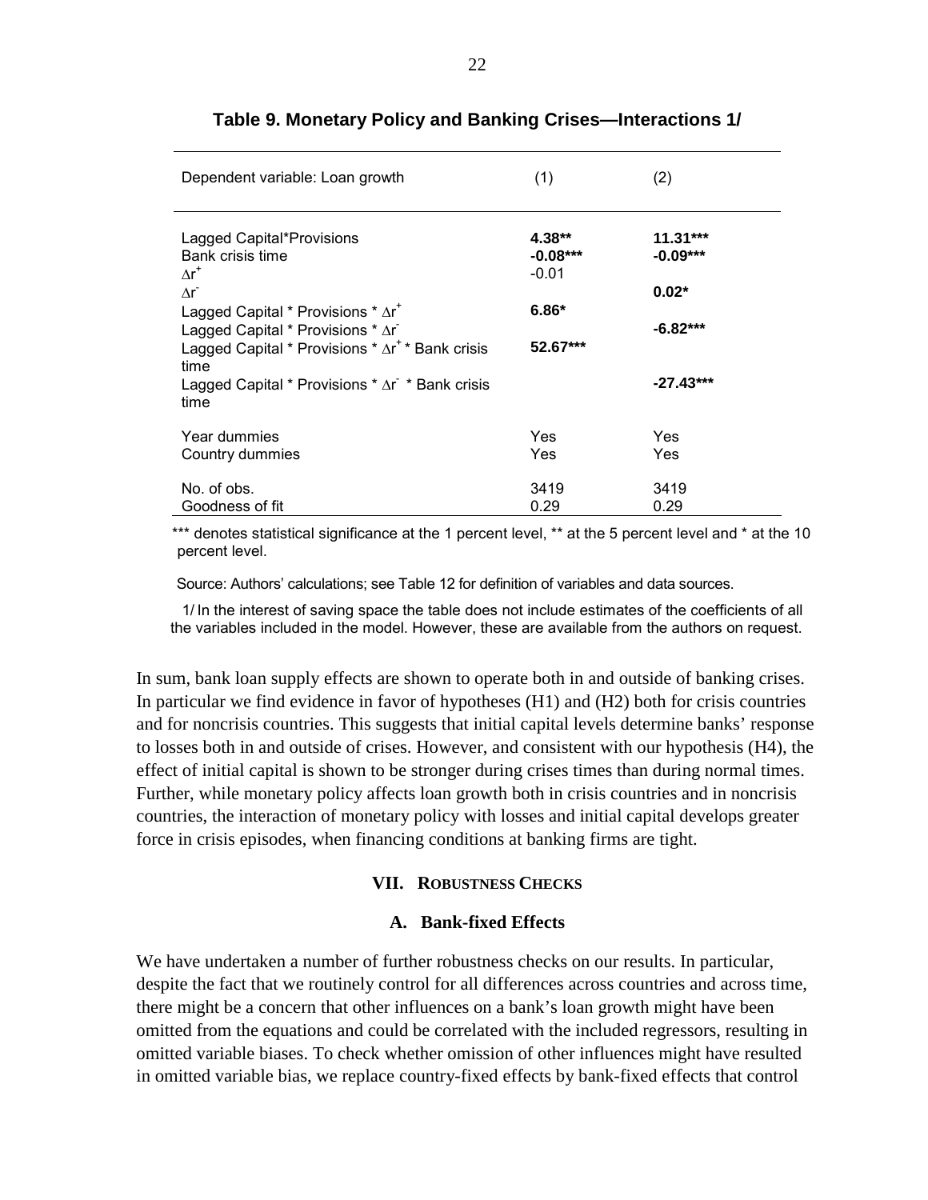**Table 9. Monetary Policy and Banking Crises—Interactions 1/**

| Dependent variable: Loan growth | (1) | (2) |
|---|---|---|
| Lagged Capital*Provisions | **4.38**** | **11.31***** |
| Bank crisis time | **-0.08***** | **-0.09***** |
| $\Delta r^{+}$ | -0.01 | |
| $\Delta r^{-}$ | | **0.02*** |
| Lagged Capital * Provisions * $\Delta r^{+}$ | **6.86*** | |
| Lagged Capital * Provisions * $\Delta r^{-}$ | | **-6.82***** |
| Lagged Capital * Provisions * $\Delta r^{+}$ * Bank crisis time | **52.67***** | |
| Lagged Capital * Provisions * $\Delta r^{-}$ * Bank crisis time | | **-27.43***** |
| Year dummies | Yes | Yes |
| Country dummies | Yes | Yes |
| No. of obs. | 3419 | 3419 |
| Goodness of fit | 0.29 | 0.29 |

*** denotes statistical significance at the 1 percent level, ** at the 5 percent level and * at the 10 percent level.

Source: Authors' calculations; see Table 12 for definition of variables and data sources.

1/ In the interest of saving space the table does not include estimates of the coefficients of all the variables included in the model. However, these are available from the authors on request.

In sum, bank loan supply effects are shown to operate both in and outside of banking crises. In particular we find evidence in favor of hypotheses (H1) and (H2) both for crisis countries and for noncrisis countries. This suggests that initial capital levels determine banks' response to losses both in and outside of crises. However, and consistent with our hypothesis (H4), the effect of initial capital is shown to be stronger during crises times than during normal times. Further, while monetary policy affects loan growth both in crisis countries and in noncrisis countries, the interaction of monetary policy with losses and initial capital develops greater force in crisis episodes, when financing conditions at banking firms are tight.

## VII. Robustness Checks

### A. Bank-fixed Effects

We have undertaken a number of further robustness checks on our results. In particular, despite the fact that we routinely control for all differences across countries and across time, there might be a concern that other influences on a bank's loan growth might have been omitted from the equations and could be correlated with the included regressors, resulting in omitted variable biases. To check whether omission of other influences might have resulted in omitted variable bias, we replace country-fixed effects by bank-fixed effects that control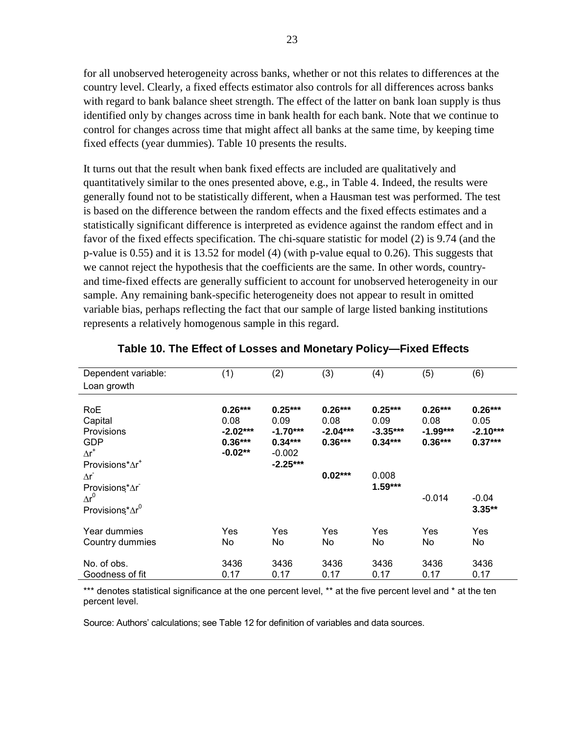for all unobserved heterogeneity across banks, whether or not this relates to differences at the country level. Clearly, a fixed effects estimator also controls for all differences across banks with regard to bank balance sheet strength. The effect of the latter on bank loan supply is thus identified only by changes across time in bank health for each bank. Note that we continue to control for changes across time that might affect all banks at the same time, by keeping time fixed effects (year dummies). Table 10 presents the results.

It turns out that the result when bank fixed effects are included are qualitatively and quantitatively similar to the ones presented above, e.g., in Table 4. Indeed, the results were generally found not to be statistically different, when a Hausman test was performed. The test is based on the difference between the random effects and the fixed effects estimates and a statistically significant difference is interpreted as evidence against the random effect and in favor of the fixed effects specification. The chi-square statistic for model (2) is 9.74 (and the p-value is 0.55) and it is 13.52 for model (4) (with p-value equal to 0.26). This suggests that we cannot reject the hypothesis that the coefficients are the same. In other words, country- and time-fixed effects are generally sufficient to account for unobserved heterogeneity in our sample. Any remaining bank-specific heterogeneity does not appear to result in omitted variable bias, perhaps reflecting the fact that our sample of large listed banking institutions represents a relatively homogenous sample in this regard.

**Table 10. The Effect of Losses and Monetary Policy—Fixed Effects**

| Dependent variable: Loan growth | (1) | (2) | (3) | (4) | (5) | (6) |
|---|---|---|---|---|---|---|
| RoE | **0.26\*\*\*** | **0.25\*\*\*** | **0.26\*\*\*** | **0.25\*\*\*** | **0.26\*\*\*** | **0.26\*\*\*** |
| Capital | 0.08 | 0.09 | 0.08 | 0.09 | 0.08 | 0.05 |
| Provisions | **-2.02\*\*\*** | **-1.70\*\*\*** | **-2.04\*\*\*** | **-3.35\*\*\*** | **-1.99\*\*\*** | **-2.10\*\*\*** |
| GDP | **0.36\*\*\*** | **0.34\*\*\*** | **0.36\*\*\*** | **0.34\*\*\*** | **0.36\*\*\*** | **0.37\*\*\*** |
| $\Delta r^{+}$ | **-0.02\*\*** | -0.002 | | | | |
| Provisions\*$\Delta r^{+}$ | | **-2.25\*\*\*** | | | | |
| $\Delta r^{-}$ | | | **0.02\*\*\*** | 0.008 | | |
| Provisions\*$\Delta r^{-}$ | | | | **1.59\*\*\*** | | |
| $\Delta r^{0}$ | | | | | -0.014 | -0.04 |
| Provisions\*$\Delta r^{0}$ | | | | | | **3.35\*\*** |
| Year dummies | Yes | Yes | Yes | Yes | Yes | Yes |
| Country dummies | No | No | No | No | No | No |
| No. of obs. | 3436 | 3436 | 3436 | 3436 | 3436 | 3436 |
| Goodness of fit | 0.17 | 0.17 | 0.17 | 0.17 | 0.17 | 0.17 |

\*\*\* denotes statistical significance at the one percent level, \*\* at the five percent level and \* at the ten percent level.

Source: Authors' calculations; see Table 12 for definition of variables and data sources.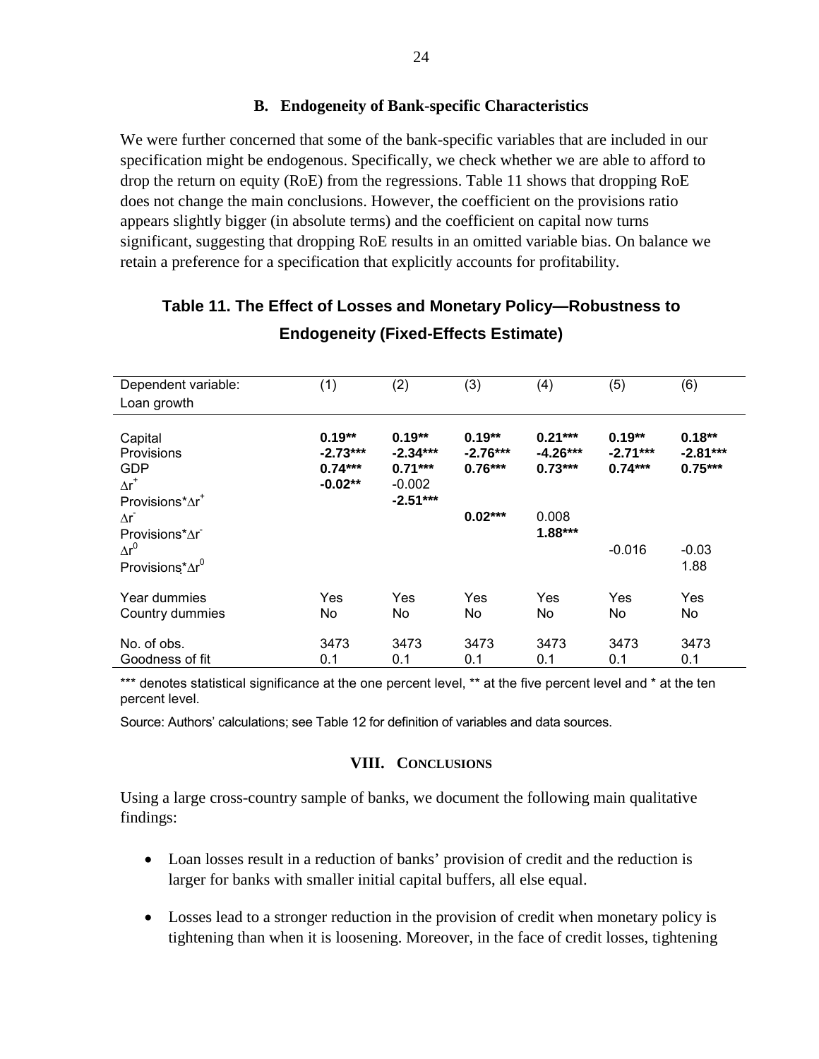### B. Endogeneity of Bank-specific Characteristics

We were further concerned that some of the bank-specific variables that are included in our specification might be endogenous. Specifically, we check whether we are able to afford to drop the return on equity (RoE) from the regressions. Table 11 shows that dropping RoE does not change the main conclusions. However, the coefficient on the provisions ratio appears slightly bigger (in absolute terms) and the coefficient on capital now turns significant, suggesting that dropping RoE results in an omitted variable bias. On balance we retain a preference for a specification that explicitly accounts for profitability.

**Table 11. The Effect of Losses and Monetary Policy—Robustness to Endogeneity (Fixed-Effects Estimate)**

| Dependent variable: Loan growth | (1) | (2) | (3) | (4) | (5) | (6) |
|---|---|---|---|---|---|---|
| Capital | **0.19\*\*** | **0.19\*\*** | **0.19\*\*** | **0.21\*\*\*** | **0.19\*\*** | **0.18\*\*** |
| Provisions | **-2.73\*\*\*** | **-2.34\*\*\*** | **-2.76\*\*\*** | **-4.26\*\*\*** | **-2.71\*\*\*** | **-2.81\*\*\*** |
| GDP | **0.74\*\*\*** | **0.71\*\*\*** | **0.76\*\*\*** | **0.73\*\*\*** | **0.74\*\*\*** | **0.75\*\*\*** |
| $\Delta r^+$ | **-0.02\*\*** | -0.002 | | | | |
| Provisions* $\Delta r^+$ | | **-2.51\*\*\*** | | | | |
| $\Delta r^-$ | | | **0.02\*\*\*** | 0.008 | | |
| Provisions* $\Delta r^-$ | | | | **1.88\*\*\*** | | |
| $\Delta r^0$ | | | | | -0.016 | -0.03 |
| Provisions* $\Delta r^0$ | | | | | | 1.88 |
| Year dummies | Yes | Yes | Yes | Yes | Yes | Yes |
| Country dummies | No | No | No | No | No | No |
| No. of obs. | 3473 | 3473 | 3473 | 3473 | 3473 | 3473 |
| Goodness of fit | 0.1 | 0.1 | 0.1 | 0.1 | 0.1 | 0.1 |

\*\*\* denotes statistical significance at the one percent level, \*\* at the five percent level and \* at the ten percent level.

Source: Authors' calculations; see Table 12 for definition of variables and data sources.

## VIII. Conclusions

Using a large cross-country sample of banks, we document the following main qualitative findings:

- Loan losses result in a reduction of banks' provision of credit and the reduction is larger for banks with smaller initial capital buffers, all else equal.
- Losses lead to a stronger reduction in the provision of credit when monetary policy is tightening than when it is loosening. Moreover, in the face of credit losses, tightening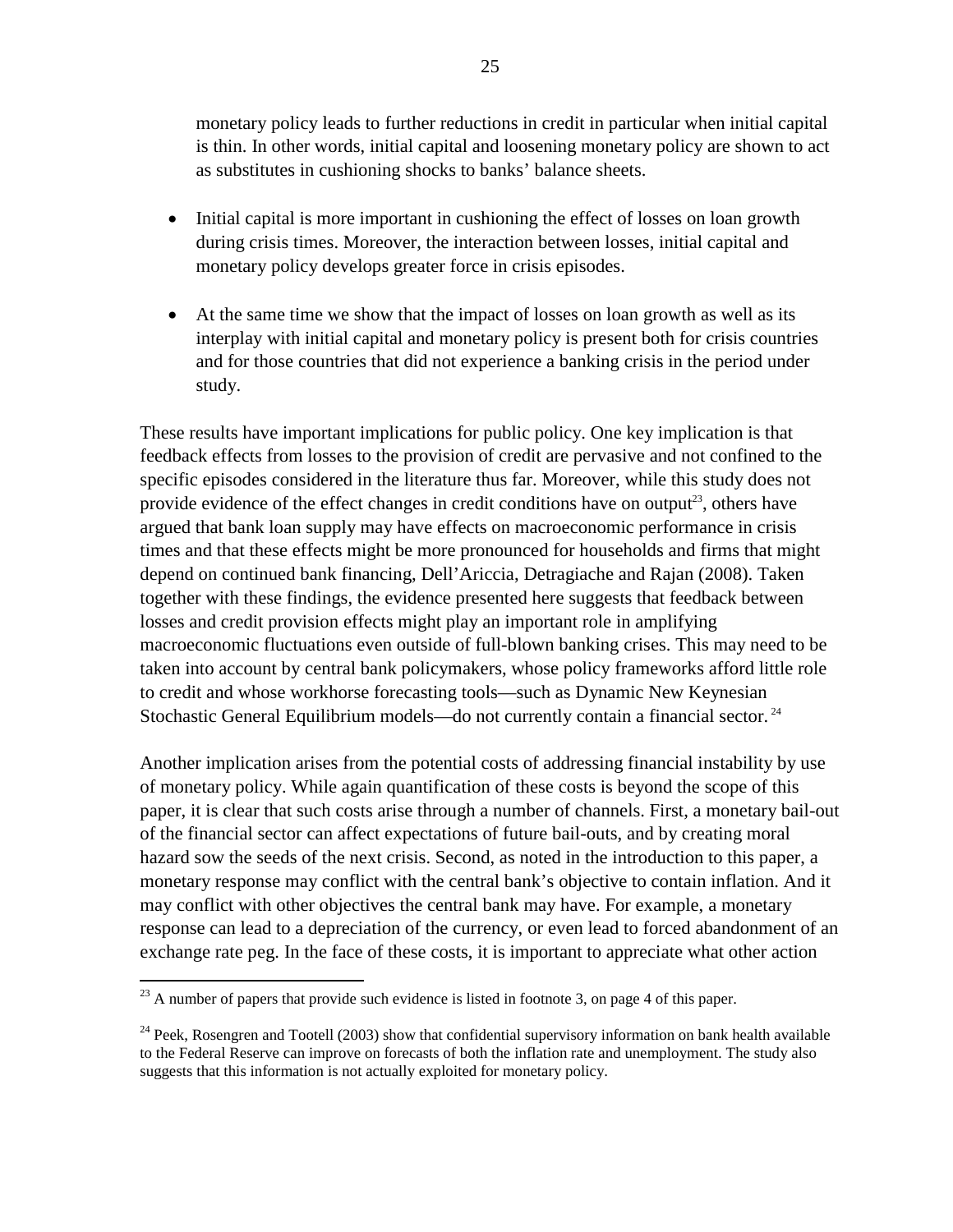monetary policy leads to further reductions in credit in particular when initial capital is thin. In other words, initial capital and loosening monetary policy are shown to act as substitutes in cushioning shocks to banks' balance sheets.

- Initial capital is more important in cushioning the effect of losses on loan growth during crisis times. Moreover, the interaction between losses, initial capital and monetary policy develops greater force in crisis episodes.

- At the same time we show that the impact of losses on loan growth as well as its interplay with initial capital and monetary policy is present both for crisis countries and for those countries that did not experience a banking crisis in the period under study.

These results have important implications for public policy. One key implication is that feedback effects from losses to the provision of credit are pervasive and not confined to the specific episodes considered in the literature thus far. Moreover, while this study does not provide evidence of the effect changes in credit conditions have on output[23], others have argued that bank loan supply may have effects on macroeconomic performance in crisis times and that these effects might be more pronounced for households and firms that might depend on continued bank financing, Dell'Ariccia, Detragiache and Rajan (2008). Taken together with these findings, the evidence presented here suggests that feedback between losses and credit provision effects might play an important role in amplifying macroeconomic fluctuations even outside of full-blown banking crises. This may need to be taken into account by central bank policymakers, whose policy frameworks afford little role to credit and whose workhorse forecasting tools—such as Dynamic New Keynesian Stochastic General Equilibrium models—do not currently contain a financial sector.[24]

Another implication arises from the potential costs of addressing financial instability by use of monetary policy. While again quantification of these costs is beyond the scope of this paper, it is clear that such costs arise through a number of channels. First, a monetary bail-out of the financial sector can affect expectations of future bail-outs, and by creating moral hazard sow the seeds of the next crisis. Second, as noted in the introduction to this paper, a monetary response may conflict with the central bank's objective to contain inflation. And it may conflict with other objectives the central bank may have. For example, a monetary response can lead to a depreciation of the currency, or even lead to forced abandonment of an exchange rate peg. In the face of these costs, it is important to appreciate what other action

[23] A number of papers that provide such evidence is listed in footnote 3, on page 4 of this paper.

[24] Peek, Rosengren and Tootell (2003) show that confidential supervisory information on bank health available to the Federal Reserve can improve on forecasts of both the inflation rate and unemployment. The study also suggests that this information is not actually exploited for monetary policy.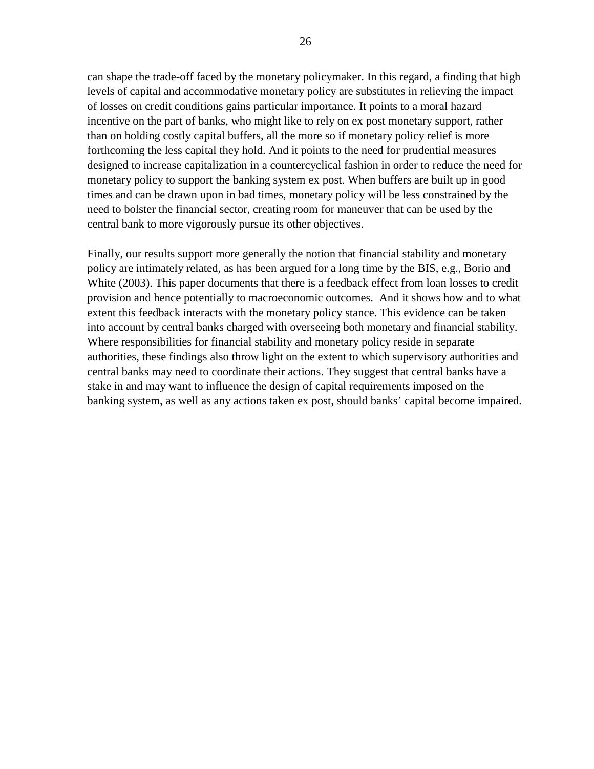can shape the trade-off faced by the monetary policymaker. In this regard, a finding that high levels of capital and accommodative monetary policy are substitutes in relieving the impact of losses on credit conditions gains particular importance. It points to a moral hazard incentive on the part of banks, who might like to rely on ex post monetary support, rather than on holding costly capital buffers, all the more so if monetary policy relief is more forthcoming the less capital they hold. And it points to the need for prudential measures designed to increase capitalization in a countercyclical fashion in order to reduce the need for monetary policy to support the banking system ex post. When buffers are built up in good times and can be drawn upon in bad times, monetary policy will be less constrained by the need to bolster the financial sector, creating room for maneuver that can be used by the central bank to more vigorously pursue its other objectives.

Finally, our results support more generally the notion that financial stability and monetary policy are intimately related, as has been argued for a long time by the BIS, e.g., Borio and White (2003). This paper documents that there is a feedback effect from loan losses to credit provision and hence potentially to macroeconomic outcomes. And it shows how and to what extent this feedback interacts with the monetary policy stance. This evidence can be taken into account by central banks charged with overseeing both monetary and financial stability. Where responsibilities for financial stability and monetary policy reside in separate authorities, these findings also throw light on the extent to which supervisory authorities and central banks may need to coordinate their actions. They suggest that central banks have a stake in and may want to influence the design of capital requirements imposed on the banking system, as well as any actions taken ex post, should banks' capital become impaired.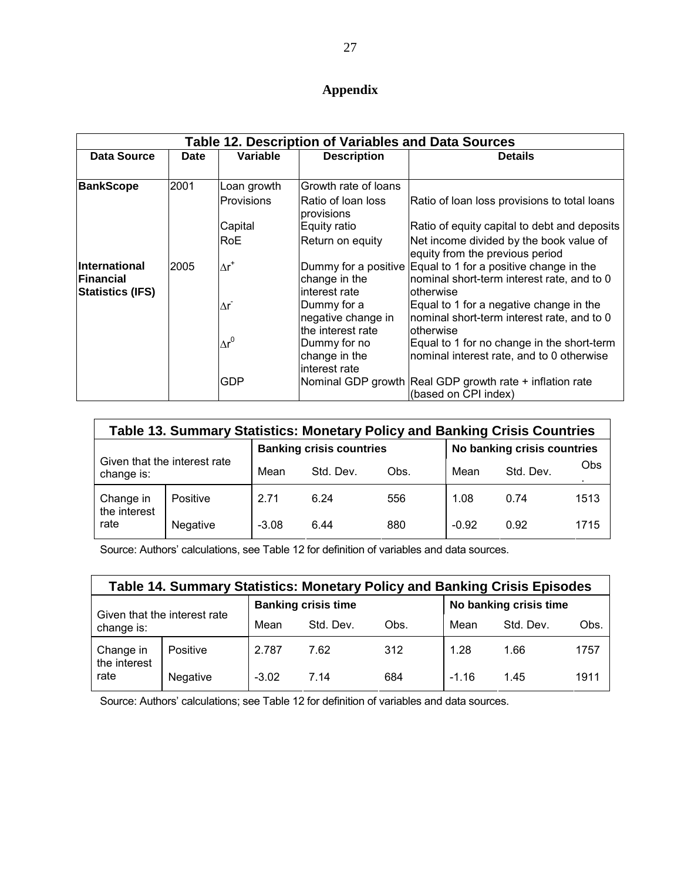# Appendix

**Table 12. Description of Variables and Data Sources**

| Data Source | Date | Variable | Description | Details |
|---|---|---|---|---|
| **BankScope** | 2001 | Loan growth | Growth rate of loans | |
| | | Provisions | Ratio of loan loss provisions | Ratio of loan loss provisions to total loans |
| | | Capital | Equity ratio | Ratio of equity capital to debt and deposits |
| | | RoE | Return on equity | Net income divided by the book value of equity from the previous period |
| **International Financial Statistics (IFS)** | 2005 | $\Delta r^{+}$ | Dummy for a positive change in the interest rate | Equal to 1 for a positive change in the nominal short-term interest rate, and to 0 otherwise |
| | | $\Delta r^{-}$ | Dummy for a negative change in the interest rate | Equal to 1 for a negative change in the nominal short-term interest rate, and to 0 otherwise |
| | | $\Delta r^{0}$ | Dummy for no change in the interest rate | Equal to 1 for no change in the short-term nominal interest rate, and to 0 otherwise |
| | | GDP | Nominal GDP growth | Real GDP growth rate + inflation rate (based on CPI index) |

**Table 13. Summary Statistics: Monetary Policy and Banking Crisis Countries**

| Given that the interest rate change is: | | Banking crisis countries | | | No banking crisis countries | | |
|---|---|---|---|---|---|---|---|
| | | Mean | Std. Dev. | Obs. | Mean | Std. Dev. | Obs. |
| Change in the interest rate | Positive | 2.71 | 6.24 | 556 | 1.08 | 0.74 | 1513 |
| | Negative | -3.08 | 6.44 | 880 | -0.92 | 0.92 | 1715 |

Source: Authors' calculations, see Table 12 for definition of variables and data sources.

**Table 14. Summary Statistics: Monetary Policy and Banking Crisis Episodes**

| Given that the interest rate change is: | | Banking crisis time | | | No banking crisis time | | |
|---|---|---|---|---|---|---|---|
| | | Mean | Std. Dev. | Obs. | Mean | Std. Dev. | Obs. |
| Change in the interest rate | Positive | 2.787 | 7.62 | 312 | 1.28 | 1.66 | 1757 |
| | Negative | -3.02 | 7.14 | 684 | -1.16 | 1.45 | 1911 |

Source: Authors' calculations; see Table 12 for definition of variables and data sources.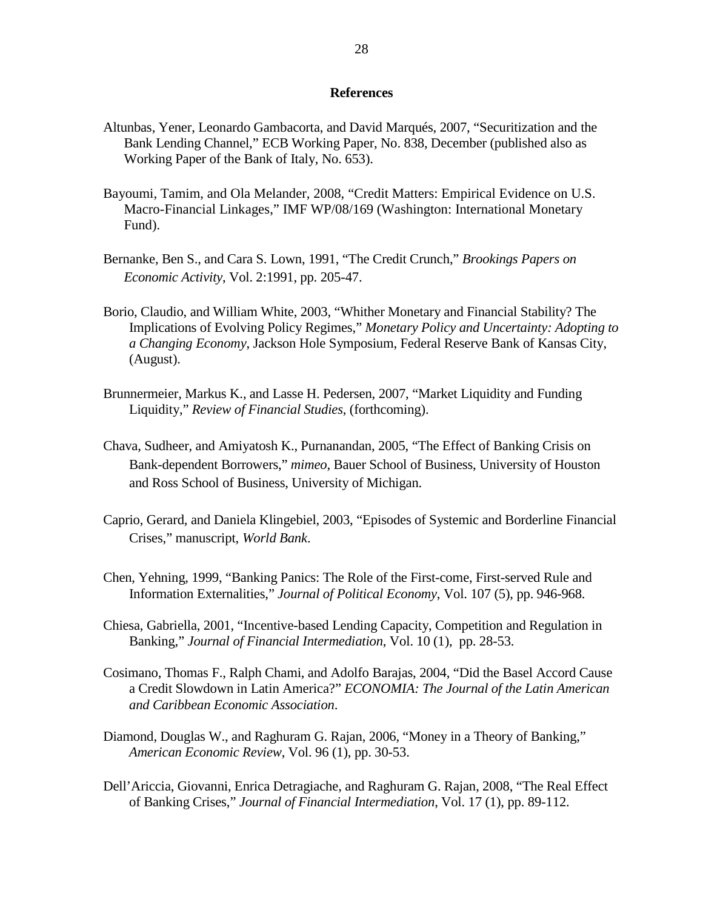## References

Altunbas, Yener, Leonardo Gambacorta, and David Marqués, 2007, "Securitization and the Bank Lending Channel," ECB Working Paper, No. 838, December (published also as Working Paper of the Bank of Italy, No. 653).

Bayoumi, Tamim, and Ola Melander, 2008, "Credit Matters: Empirical Evidence on U.S. Macro-Financial Linkages," IMF WP/08/169 (Washington: International Monetary Fund).

Bernanke, Ben S., and Cara S. Lown, 1991, "The Credit Crunch," *Brookings Papers on Economic Activity*, Vol. 2:1991, pp. 205-47.

Borio, Claudio, and William White, 2003, "Whither Monetary and Financial Stability? The Implications of Evolving Policy Regimes," *Monetary Policy and Uncertainty: Adopting to a Changing Economy*, Jackson Hole Symposium, Federal Reserve Bank of Kansas City, (August).

Brunnermeier, Markus K., and Lasse H. Pedersen, 2007, "Market Liquidity and Funding Liquidity," *Review of Financial Studies*, (forthcoming).

Chava, Sudheer, and Amiyatosh K., Purnanandan, 2005, "The Effect of Banking Crisis on Bank-dependent Borrowers," *mimeo*, Bauer School of Business, University of Houston and Ross School of Business, University of Michigan.

Caprio, Gerard, and Daniela Klingebiel, 2003, "Episodes of Systemic and Borderline Financial Crises," manuscript, *World Bank*.

Chen, Yehning, 1999, "Banking Panics: The Role of the First-come, First-served Rule and Information Externalities," *Journal of Political Economy*, Vol. 107 (5), pp. 946-968.

Chiesa, Gabriella, 2001, "Incentive-based Lending Capacity, Competition and Regulation in Banking," *Journal of Financial Intermediation*, Vol. 10 (1), pp. 28-53.

Cosimano, Thomas F., Ralph Chami, and Adolfo Barajas, 2004, "Did the Basel Accord Cause a Credit Slowdown in Latin America?" *ECONOMIA: The Journal of the Latin American and Caribbean Economic Association*.

Diamond, Douglas W., and Raghuram G. Rajan, 2006, "Money in a Theory of Banking," *American Economic Review*, Vol. 96 (1), pp. 30-53.

Dell'Ariccia, Giovanni, Enrica Detragiache, and Raghuram G. Rajan, 2008, "The Real Effect of Banking Crises," *Journal of Financial Intermediation*, Vol. 17 (1), pp. 89-112.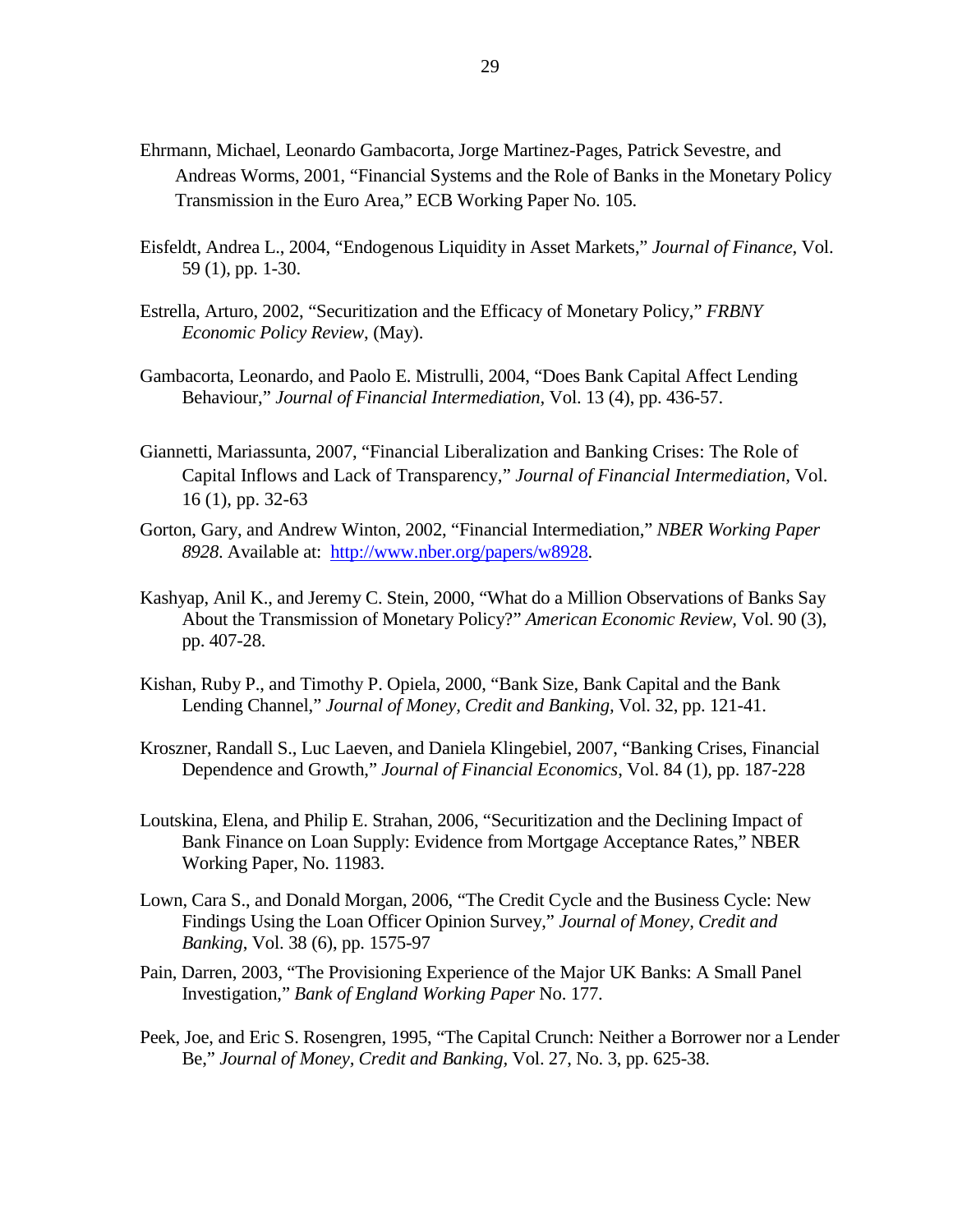Ehrmann, Michael, Leonardo Gambacorta, Jorge Martinez-Pages, Patrick Sevestre, and Andreas Worms, 2001, "Financial Systems and the Role of Banks in the Monetary Policy Transmission in the Euro Area," ECB Working Paper No. 105.

Eisfeldt, Andrea L., 2004, "Endogenous Liquidity in Asset Markets," *Journal of Finance*, Vol. 59 (1), pp. 1-30.

Estrella, Arturo, 2002, "Securitization and the Efficacy of Monetary Policy," *FRBNY Economic Policy Review*, (May).

Gambacorta, Leonardo, and Paolo E. Mistrulli, 2004, "Does Bank Capital Affect Lending Behaviour," *Journal of Financial Intermediation*, Vol. 13 (4), pp. 436-57.

Giannetti, Mariassunta, 2007, "Financial Liberalization and Banking Crises: The Role of Capital Inflows and Lack of Transparency," *Journal of Financial Intermediation*, Vol. 16 (1), pp. 32-63

Gorton, Gary, and Andrew Winton, 2002, "Financial Intermediation," *NBER Working Paper 8928*. Available at: http://www.nber.org/papers/w8928.

Kashyap, Anil K., and Jeremy C. Stein, 2000, "What do a Million Observations of Banks Say About the Transmission of Monetary Policy?" *American Economic Review*, Vol. 90 (3), pp. 407-28.

Kishan, Ruby P., and Timothy P. Opiela, 2000, "Bank Size, Bank Capital and the Bank Lending Channel," *Journal of Money, Credit and Banking*, Vol. 32, pp. 121-41.

Kroszner, Randall S., Luc Laeven, and Daniela Klingebiel, 2007, "Banking Crises, Financial Dependence and Growth," *Journal of Financial Economics*, Vol. 84 (1), pp. 187-228

Loutskina, Elena, and Philip E. Strahan, 2006, "Securitization and the Declining Impact of Bank Finance on Loan Supply: Evidence from Mortgage Acceptance Rates," NBER Working Paper, No. 11983.

Lown, Cara S., and Donald Morgan, 2006, "The Credit Cycle and the Business Cycle: New Findings Using the Loan Officer Opinion Survey," *Journal of Money, Credit and Banking*, Vol. 38 (6), pp. 1575-97

Pain, Darren, 2003, "The Provisioning Experience of the Major UK Banks: A Small Panel Investigation," *Bank of England Working Paper* No. 177.

Peek, Joe, and Eric S. Rosengren, 1995, "The Capital Crunch: Neither a Borrower nor a Lender Be," *Journal of Money, Credit and Banking*, Vol. 27, No. 3, pp. 625-38.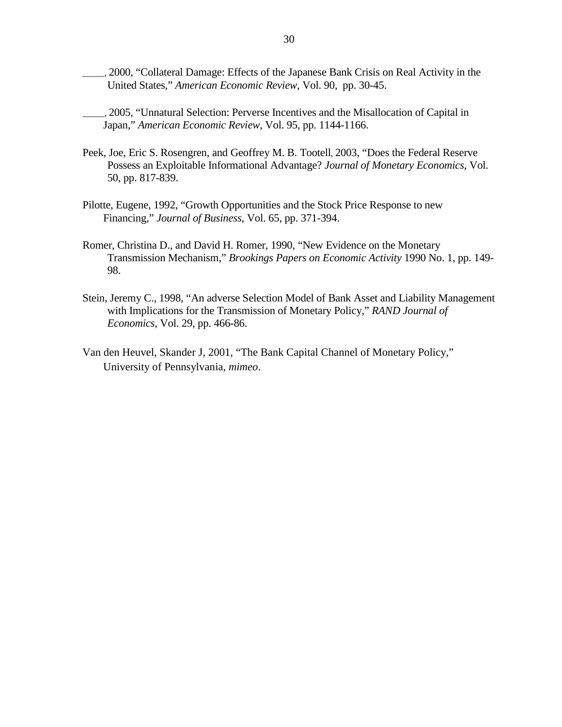\_\_\_\_, 2000, “Collateral Damage: Effects of the Japanese Bank Crisis on Real Activity in the United States,” *American Economic Review*, Vol. 90, pp. 30-45.

\_\_\_\_, 2005, “Unnatural Selection: Perverse Incentives and the Misallocation of Capital in Japan,” *American Economic Review*, Vol. 95, pp. 1144-1166.

Peek, Joe, Eric S. Rosengren, and Geoffrey M. B. Tootell, 2003, “Does the Federal Reserve Possess an Exploitable Informational Advantage? *Journal of Monetary Economics*, Vol. 50, pp. 817-839.

Pilotte, Eugene, 1992, “Growth Opportunities and the Stock Price Response to new Financing,” *Journal of Business*, Vol. 65, pp. 371-394.

Romer, Christina D., and David H. Romer, 1990, “New Evidence on the Monetary Transmission Mechanism,” *Brookings Papers on Economic Activity* 1990 No. 1, pp. 149-98.

Stein, Jeremy C., 1998, “An adverse Selection Model of Bank Asset and Liability Management with Implications for the Transmission of Monetary Policy,” *RAND Journal of Economics*, Vol. 29, pp. 466-86.

Van den Heuvel, Skander J, 2001, “The Bank Capital Channel of Monetary Policy,” University of Pennsylvania, *mimeo*.